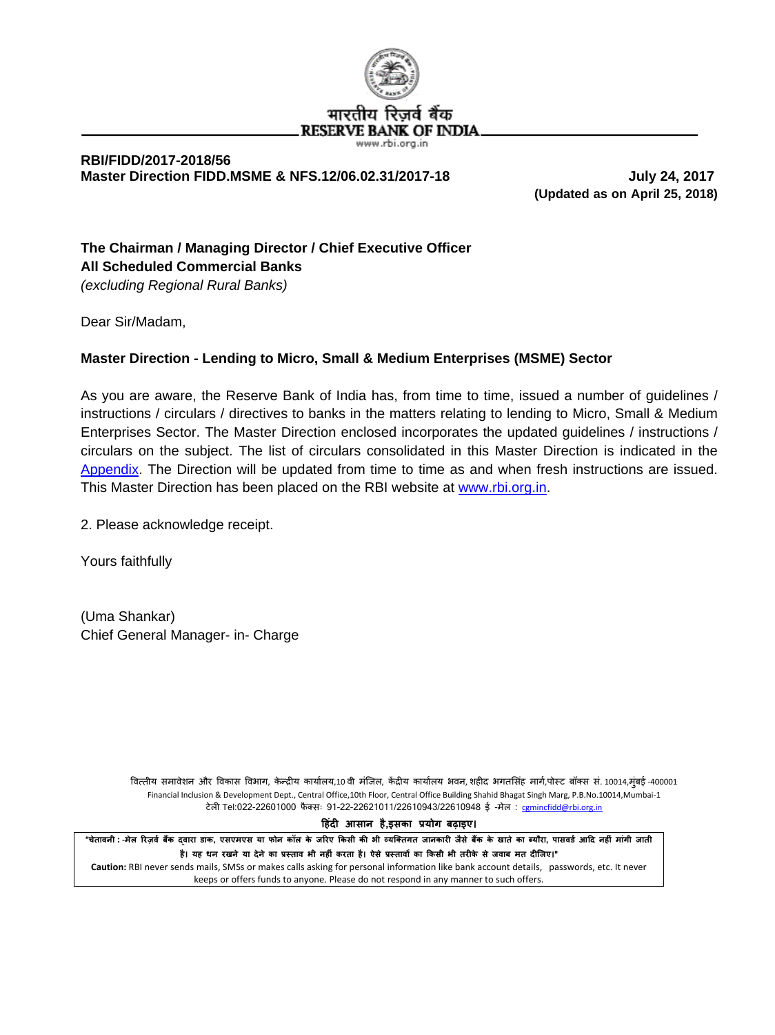भारतीय रिज़र्व बैंक
RESERVE BANK OF INDIA
www.rbi.org.in

**RBI/FIDD/2017-2018/56**
**Master Direction FIDD.MSME & NFS.12/06.02.31/2017-18** **July 24, 2017**
**(Updated as on April 25, 2018)**

**The Chairman / Managing Director / Chief Executive Officer**
**All Scheduled Commercial Banks**
*(excluding Regional Rural Banks)*

Dear Sir/Madam,

**Master Direction - Lending to Micro, Small & Medium Enterprises (MSME) Sector**

As you are aware, the Reserve Bank of India has, from time to time, issued a number of guidelines / instructions / circulars / directives to banks in the matters relating to lending to Micro, Small & Medium Enterprises Sector. The Master Direction enclosed incorporates the updated guidelines / instructions / circulars on the subject. The list of circulars consolidated in this Master Direction is indicated in the Appendix. The Direction will be updated from time to time as and when fresh instructions are issued. This Master Direction has been placed on the RBI website at www.rbi.org.in.

2. Please acknowledge receipt.

Yours faithfully

(Uma Shankar)
Chief General Manager- in- Charge

वित्तीय समावेशन और विकास विभाग, केन्द्रीय कार्यालय,10 वी मंजिल, केंद्रीय कार्यालय भवन, शहीद भगतसिंह मार्ग,पोस्ट बॉक्स सं. 10014,मुंबई -400001
Financial Inclusion & Development Dept., Central Office,10th Floor, Central Office Building Shahid Bhagat Singh Marg, P.B.No.10014,Mumbai-1
टेली Tel:022-22601000 फैक्सः 91-22-22621011/22610943/22610948 ई -मेल : cgmincfidd@rbi.org.in

हिंदी आसान है,इसका प्रयोग बढ़ाइए।

"चेतावनी : -मेल रिज़र्व बैंक द्वारा डाक, एसएमएस या फोन कॉल के जरिए किसी की भी व्यक्तिगत जानकारी जैसे बैंक के खाते का ब्यौरा, पासवर्ड आदि नहीं मांगी जाती है। यह धन रखने या देने का प्रस्ताव भी नहीं करता है। ऐसे प्रस्तावों का किसी भी तरीके से जवाब मत दीजिए।"
**Caution:** RBI never sends mails, SMSs or makes calls asking for personal information like bank account details, passwords, etc. It never keeps or offers funds to anyone. Please do not respond in any manner to such offers.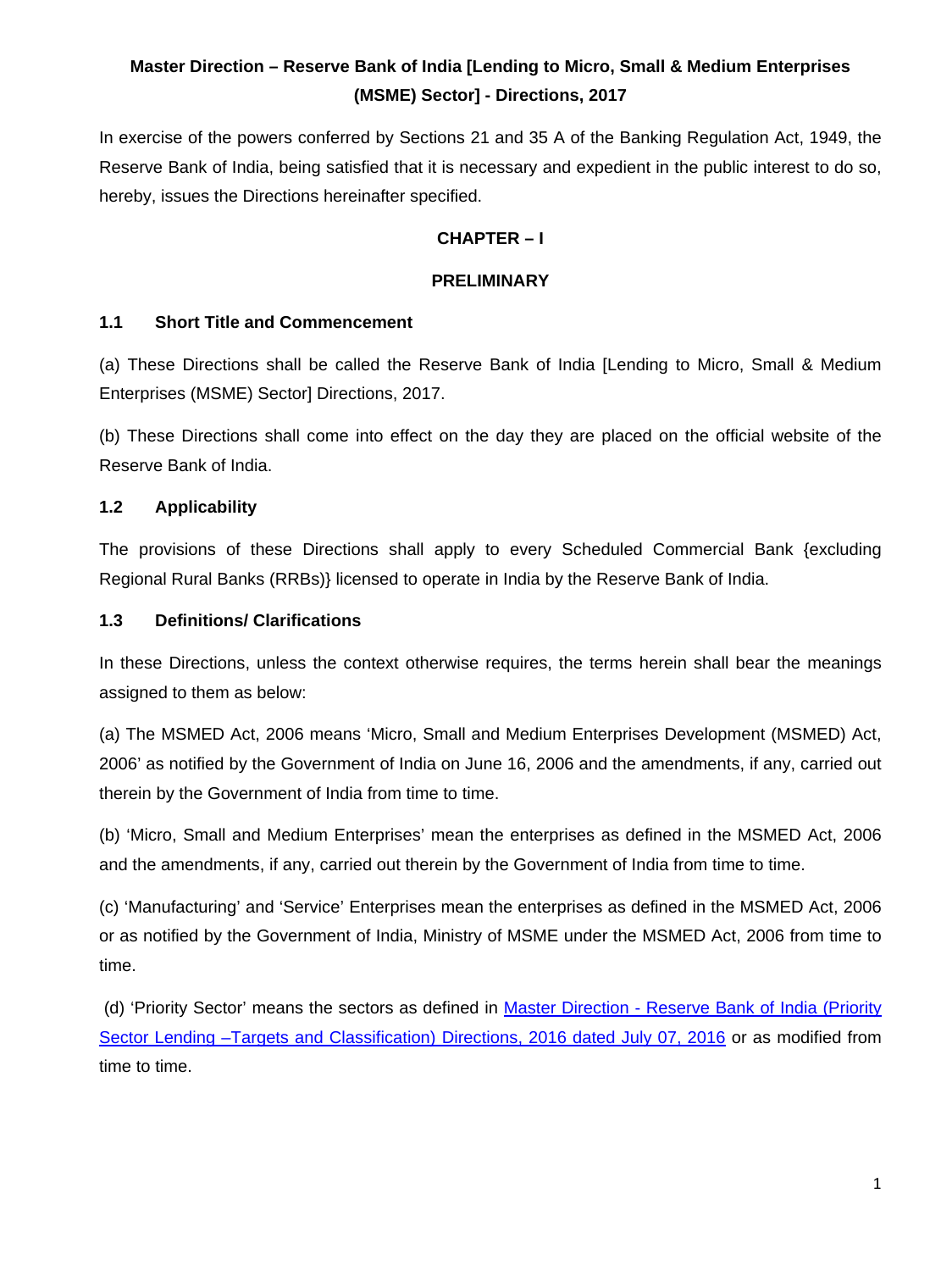**Master Direction – Reserve Bank of India [Lending to Micro, Small & Medium Enterprises (MSME) Sector] - Directions, 2017**

In exercise of the powers conferred by Sections 21 and 35 A of the Banking Regulation Act, 1949, the Reserve Bank of India, being satisfied that it is necessary and expedient in the public interest to do so, hereby, issues the Directions hereinafter specified.

## CHAPTER – I

## PRELIMINARY

### 1.1 Short Title and Commencement

(a) These Directions shall be called the Reserve Bank of India [Lending to Micro, Small & Medium Enterprises (MSME) Sector] Directions, 2017.

(b) These Directions shall come into effect on the day they are placed on the official website of the Reserve Bank of India.

### 1.2 Applicability

The provisions of these Directions shall apply to every Scheduled Commercial Bank {excluding Regional Rural Banks (RRBs)} licensed to operate in India by the Reserve Bank of India.

### 1.3 Definitions/ Clarifications

In these Directions, unless the context otherwise requires, the terms herein shall bear the meanings assigned to them as below:

(a) The MSMED Act, 2006 means 'Micro, Small and Medium Enterprises Development (MSMED) Act, 2006' as notified by the Government of India on June 16, 2006 and the amendments, if any, carried out therein by the Government of India from time to time.

(b) 'Micro, Small and Medium Enterprises' mean the enterprises as defined in the MSMED Act, 2006 and the amendments, if any, carried out therein by the Government of India from time to time.

(c) 'Manufacturing' and 'Service' Enterprises mean the enterprises as defined in the MSMED Act, 2006 or as notified by the Government of India, Ministry of MSME under the MSMED Act, 2006 from time to time.

(d) 'Priority Sector' means the sectors as defined in Master Direction - Reserve Bank of India (Priority Sector Lending –Targets and Classification) Directions, 2016 dated July 07, 2016 or as modified from time to time.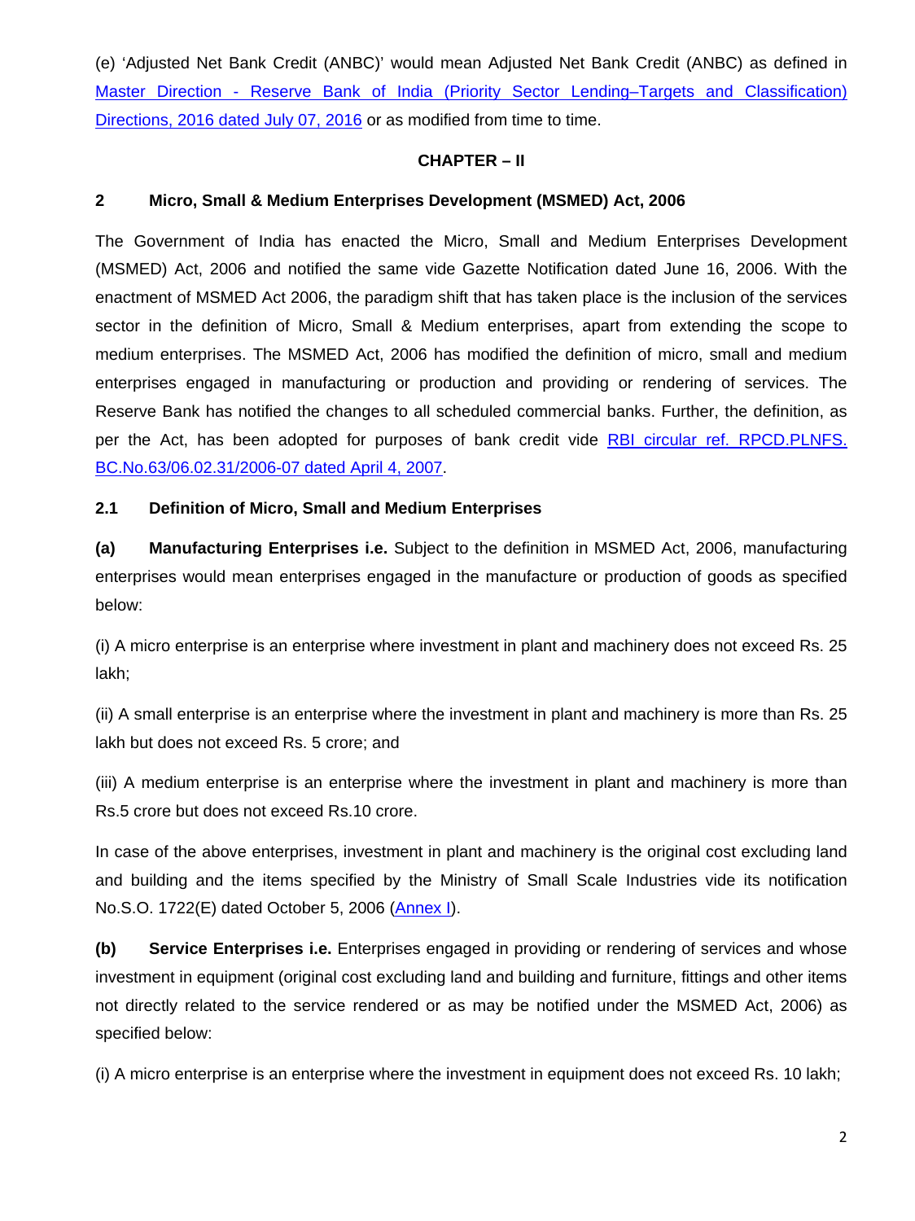(e) 'Adjusted Net Bank Credit (ANBC)' would mean Adjusted Net Bank Credit (ANBC) as defined in [Master Direction - Reserve Bank of India (Priority Sector Lending–Targets and Classification) Directions, 2016 dated July 07, 2016] or as modified from time to time.

## CHAPTER – II

### 2 Micro, Small & Medium Enterprises Development (MSMED) Act, 2006

The Government of India has enacted the Micro, Small and Medium Enterprises Development (MSMED) Act, 2006 and notified the same vide Gazette Notification dated June 16, 2006. With the enactment of MSMED Act 2006, the paradigm shift that has taken place is the inclusion of the services sector in the definition of Micro, Small & Medium enterprises, apart from extending the scope to medium enterprises. The MSMED Act, 2006 has modified the definition of micro, small and medium enterprises engaged in manufacturing or production and providing or rendering of services. The Reserve Bank has notified the changes to all scheduled commercial banks. Further, the definition, as per the Act, has been adopted for purposes of bank credit vide [RBI circular ref. RPCD.PLNFS. BC.No.63/06.02.31/2006-07 dated April 4, 2007].

### 2.1 Definition of Micro, Small and Medium Enterprises

**(a) Manufacturing Enterprises i.e.** Subject to the definition in MSMED Act, 2006, manufacturing enterprises would mean enterprises engaged in the manufacture or production of goods as specified below:

(i) A micro enterprise is an enterprise where investment in plant and machinery does not exceed Rs. 25 lakh;

(ii) A small enterprise is an enterprise where the investment in plant and machinery is more than Rs. 25 lakh but does not exceed Rs. 5 crore; and

(iii) A medium enterprise is an enterprise where the investment in plant and machinery is more than Rs.5 crore but does not exceed Rs.10 crore.

In case of the above enterprises, investment in plant and machinery is the original cost excluding land and building and the items specified by the Ministry of Small Scale Industries vide its notification No.S.O. 1722(E) dated October 5, 2006 ([Annex I]).

**(b) Service Enterprises i.e.** Enterprises engaged in providing or rendering of services and whose investment in equipment (original cost excluding land and building and furniture, fittings and other items not directly related to the service rendered or as may be notified under the MSMED Act, 2006) as specified below:

(i) A micro enterprise is an enterprise where the investment in equipment does not exceed Rs. 10 lakh;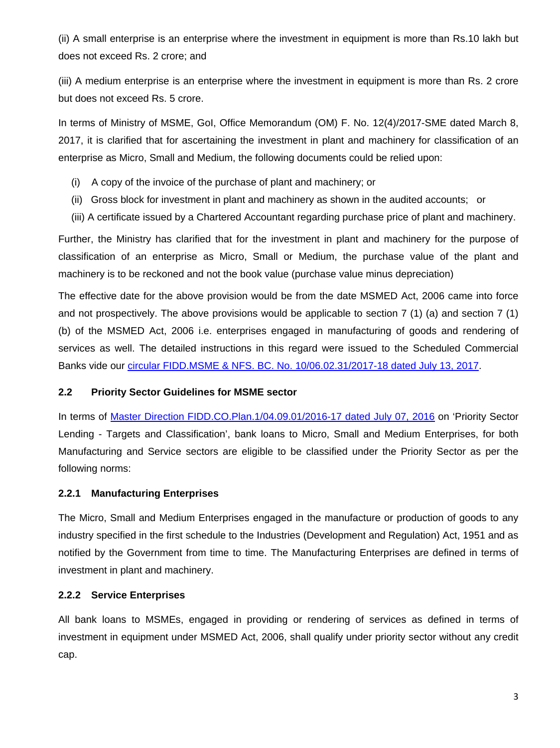(ii) A small enterprise is an enterprise where the investment in equipment is more than Rs.10 lakh but does not exceed Rs. 2 crore; and

(iii) A medium enterprise is an enterprise where the investment in equipment is more than Rs. 2 crore but does not exceed Rs. 5 crore.

In terms of Ministry of MSME, GoI, Office Memorandum (OM) F. No. 12(4)/2017-SME dated March 8, 2017, it is clarified that for ascertaining the investment in plant and machinery for classification of an enterprise as Micro, Small and Medium, the following documents could be relied upon:

(i) A copy of the invoice of the purchase of plant and machinery; or
(ii) Gross block for investment in plant and machinery as shown in the audited accounts; or
(iii) A certificate issued by a Chartered Accountant regarding purchase price of plant and machinery.

Further, the Ministry has clarified that for the investment in plant and machinery for the purpose of classification of an enterprise as Micro, Small or Medium, the purchase value of the plant and machinery is to be reckoned and not the book value (purchase value minus depreciation)

The effective date for the above provision would be from the date MSMED Act, 2006 came into force and not prospectively. The above provisions would be applicable to section 7 (1) (a) and section 7 (1) (b) of the MSMED Act, 2006 i.e. enterprises engaged in manufacturing of goods and rendering of services as well. The detailed instructions in this regard were issued to the Scheduled Commercial Banks vide our circular FIDD.MSME & NFS. BC. No. 10/06.02.31/2017-18 dated July 13, 2017.

### 2.2 Priority Sector Guidelines for MSME sector

In terms of Master Direction FIDD.CO.Plan.1/04.09.01/2016-17 dated July 07, 2016 on 'Priority Sector Lending - Targets and Classification', bank loans to Micro, Small and Medium Enterprises, for both Manufacturing and Service sectors are eligible to be classified under the Priority Sector as per the following norms:

#### 2.2.1 Manufacturing Enterprises

The Micro, Small and Medium Enterprises engaged in the manufacture or production of goods to any industry specified in the first schedule to the Industries (Development and Regulation) Act, 1951 and as notified by the Government from time to time. The Manufacturing Enterprises are defined in terms of investment in plant and machinery.

#### 2.2.2 Service Enterprises

All bank loans to MSMEs, engaged in providing or rendering of services as defined in terms of investment in equipment under MSMED Act, 2006, shall qualify under priority sector without any credit cap.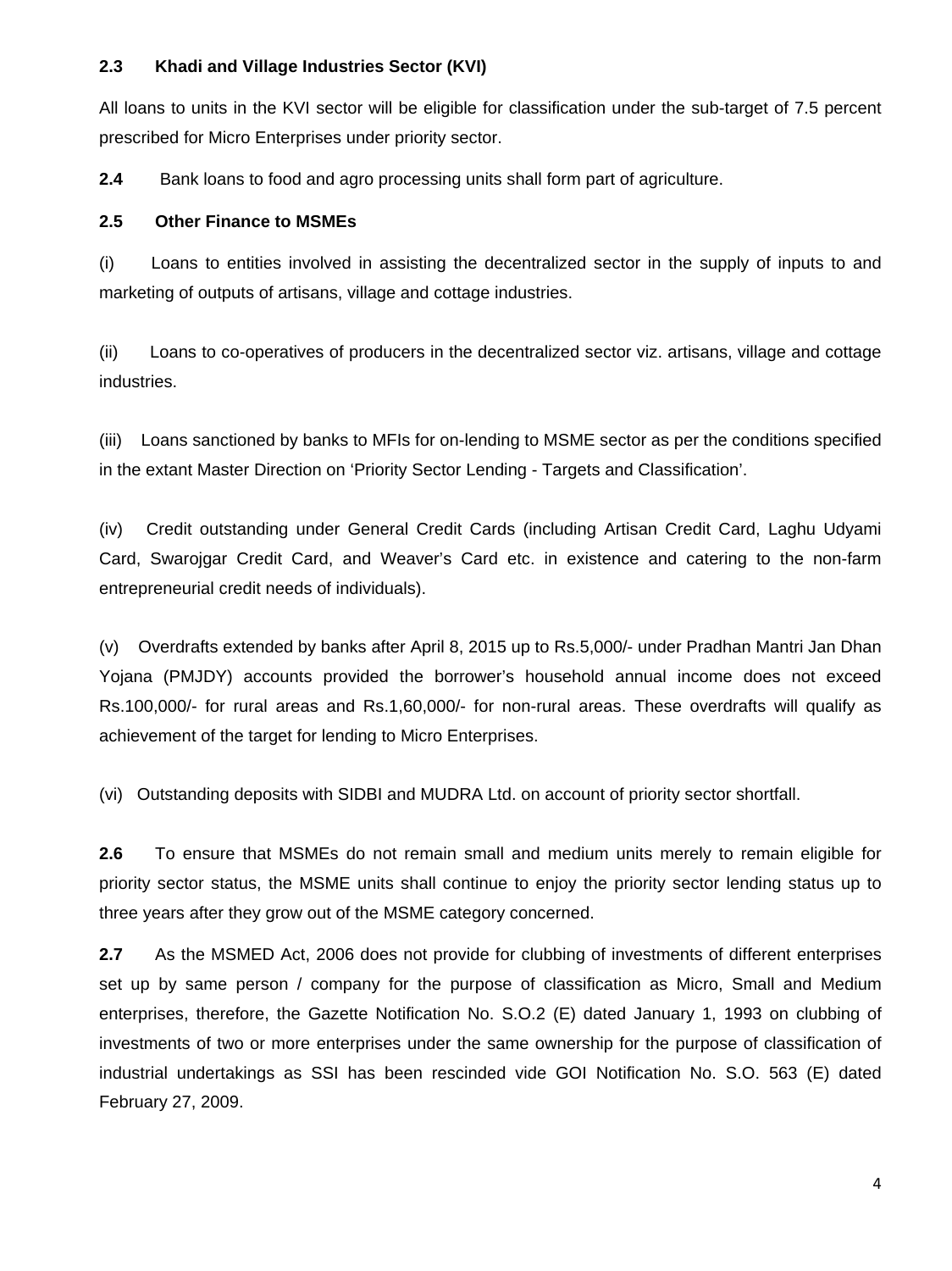**2.3 Khadi and Village Industries Sector (KVI)**

All loans to units in the KVI sector will be eligible for classification under the sub-target of 7.5 percent prescribed for Micro Enterprises under priority sector.

**2.4** Bank loans to food and agro processing units shall form part of agriculture.

**2.5 Other Finance to MSMEs**

(i) Loans to entities involved in assisting the decentralized sector in the supply of inputs to and marketing of outputs of artisans, village and cottage industries.

(ii) Loans to co-operatives of producers in the decentralized sector viz. artisans, village and cottage industries.

(iii) Loans sanctioned by banks to MFIs for on-lending to MSME sector as per the conditions specified in the extant Master Direction on 'Priority Sector Lending - Targets and Classification'.

(iv) Credit outstanding under General Credit Cards (including Artisan Credit Card, Laghu Udyami Card, Swarojgar Credit Card, and Weaver's Card etc. in existence and catering to the non-farm entrepreneurial credit needs of individuals).

(v) Overdrafts extended by banks after April 8, 2015 up to Rs.5,000/- under Pradhan Mantri Jan Dhan Yojana (PMJDY) accounts provided the borrower's household annual income does not exceed Rs.100,000/- for rural areas and Rs.1,60,000/- for non-rural areas. These overdrafts will qualify as achievement of the target for lending to Micro Enterprises.

(vi) Outstanding deposits with SIDBI and MUDRA Ltd. on account of priority sector shortfall.

**2.6** To ensure that MSMEs do not remain small and medium units merely to remain eligible for priority sector status, the MSME units shall continue to enjoy the priority sector lending status up to three years after they grow out of the MSME category concerned.

**2.7** As the MSMED Act, 2006 does not provide for clubbing of investments of different enterprises set up by same person / company for the purpose of classification as Micro, Small and Medium enterprises, therefore, the Gazette Notification No. S.O.2 (E) dated January 1, 1993 on clubbing of investments of two or more enterprises under the same ownership for the purpose of classification of industrial undertakings as SSI has been rescinded vide GOI Notification No. S.O. 563 (E) dated February 27, 2009.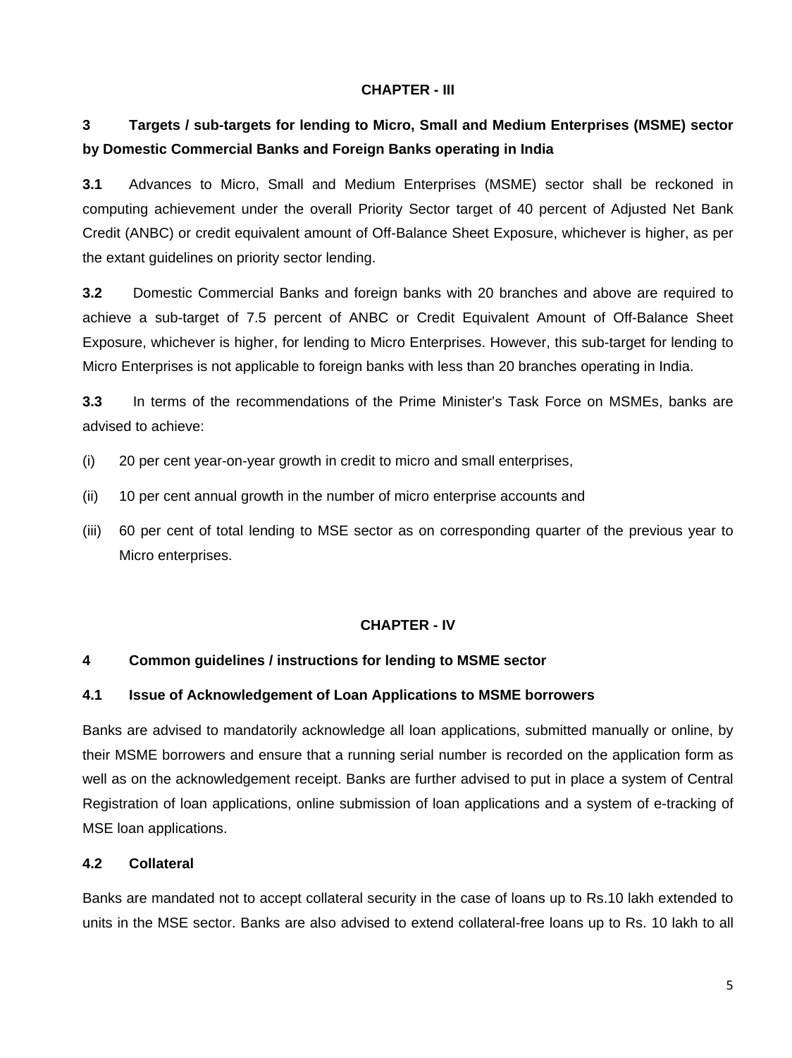**CHAPTER - III**

## 3 Targets / sub-targets for lending to Micro, Small and Medium Enterprises (MSME) sector by Domestic Commercial Banks and Foreign Banks operating in India

**3.1** Advances to Micro, Small and Medium Enterprises (MSME) sector shall be reckoned in computing achievement under the overall Priority Sector target of 40 percent of Adjusted Net Bank Credit (ANBC) or credit equivalent amount of Off-Balance Sheet Exposure, whichever is higher, as per the extant guidelines on priority sector lending.

**3.2** Domestic Commercial Banks and foreign banks with 20 branches and above are required to achieve a sub-target of 7.5 percent of ANBC or Credit Equivalent Amount of Off-Balance Sheet Exposure, whichever is higher, for lending to Micro Enterprises. However, this sub-target for lending to Micro Enterprises is not applicable to foreign banks with less than 20 branches operating in India.

**3.3** In terms of the recommendations of the Prime Minister's Task Force on MSMEs, banks are advised to achieve:

(i) 20 per cent year-on-year growth in credit to micro and small enterprises,

(ii) 10 per cent annual growth in the number of micro enterprise accounts and

(iii) 60 per cent of total lending to MSE sector as on corresponding quarter of the previous year to Micro enterprises.

**CHAPTER - IV**

## 4 Common guidelines / instructions for lending to MSME sector

### 4.1 Issue of Acknowledgement of Loan Applications to MSME borrowers

Banks are advised to mandatorily acknowledge all loan applications, submitted manually or online, by their MSME borrowers and ensure that a running serial number is recorded on the application form as well as on the acknowledgement receipt. Banks are further advised to put in place a system of Central Registration of loan applications, online submission of loan applications and a system of e-tracking of MSE loan applications.

### 4.2 Collateral

Banks are mandated not to accept collateral security in the case of loans up to Rs.10 lakh extended to units in the MSE sector. Banks are also advised to extend collateral-free loans up to Rs. 10 lakh to all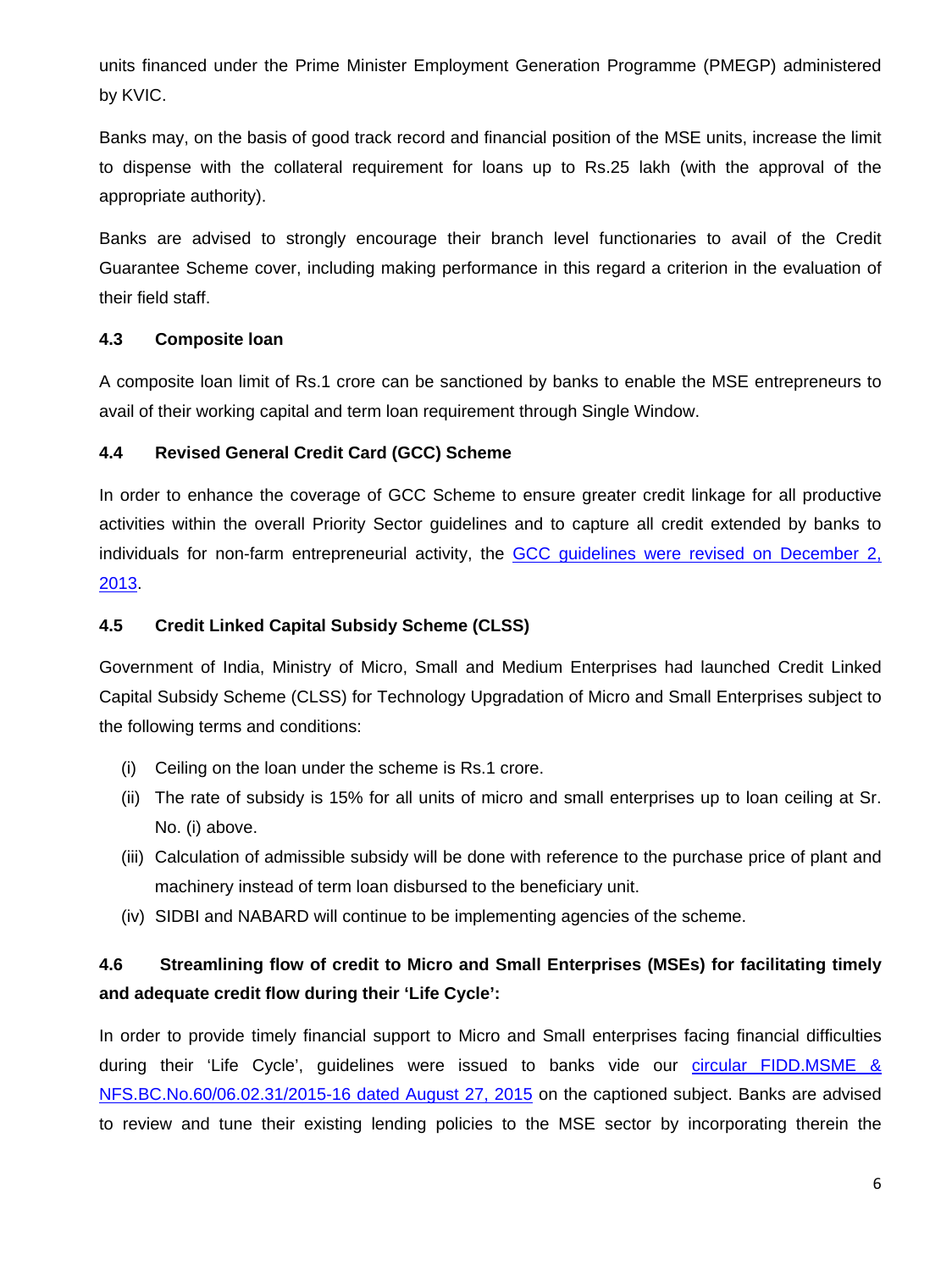units financed under the Prime Minister Employment Generation Programme (PMEGP) administered by KVIC.

Banks may, on the basis of good track record and financial position of the MSE units, increase the limit to dispense with the collateral requirement for loans up to Rs.25 lakh (with the approval of the appropriate authority).

Banks are advised to strongly encourage their branch level functionaries to avail of the Credit Guarantee Scheme cover, including making performance in this regard a criterion in the evaluation of their field staff.

### 4.3 Composite loan

A composite loan limit of Rs.1 crore can be sanctioned by banks to enable the MSE entrepreneurs to avail of their working capital and term loan requirement through Single Window.

### 4.4 Revised General Credit Card (GCC) Scheme

In order to enhance the coverage of GCC Scheme to ensure greater credit linkage for all productive activities within the overall Priority Sector guidelines and to capture all credit extended by banks to individuals for non-farm entrepreneurial activity, the GCC guidelines were revised on December 2, 2013.

### 4.5 Credit Linked Capital Subsidy Scheme (CLSS)

Government of India, Ministry of Micro, Small and Medium Enterprises had launched Credit Linked Capital Subsidy Scheme (CLSS) for Technology Upgradation of Micro and Small Enterprises subject to the following terms and conditions:

(i) Ceiling on the loan under the scheme is Rs.1 crore.

(ii) The rate of subsidy is 15% for all units of micro and small enterprises up to loan ceiling at Sr. No. (i) above.

(iii) Calculation of admissible subsidy will be done with reference to the purchase price of plant and machinery instead of term loan disbursed to the beneficiary unit.

(iv) SIDBI and NABARD will continue to be implementing agencies of the scheme.

### 4.6 Streamlining flow of credit to Micro and Small Enterprises (MSEs) for facilitating timely and adequate credit flow during their 'Life Cycle':

In order to provide timely financial support to Micro and Small enterprises facing financial difficulties during their 'Life Cycle', guidelines were issued to banks vide our circular FIDD.MSME & NFS.BC.No.60/06.02.31/2015-16 dated August 27, 2015 on the captioned subject. Banks are advised to review and tune their existing lending policies to the MSE sector by incorporating therein the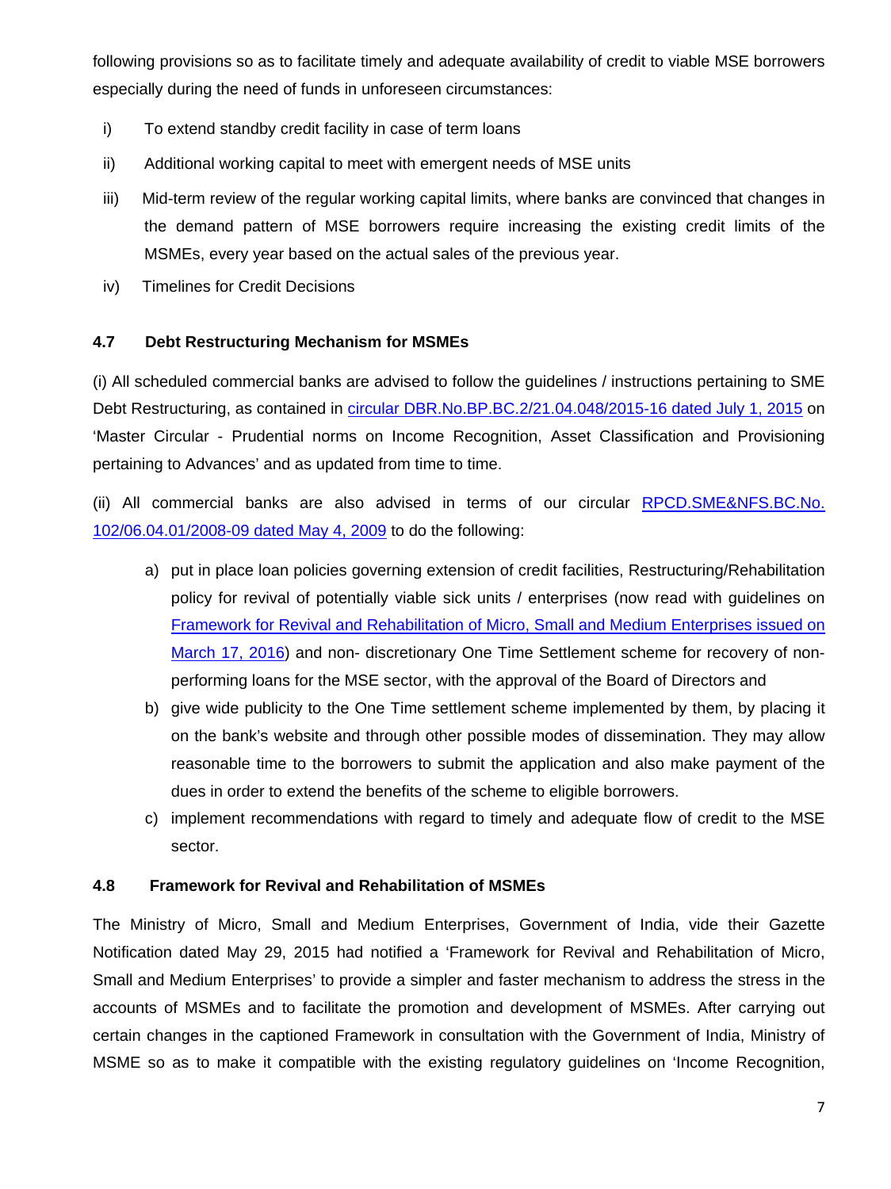following provisions so as to facilitate timely and adequate availability of credit to viable MSE borrowers especially during the need of funds in unforeseen circumstances:

i) To extend standby credit facility in case of term loans

ii) Additional working capital to meet with emergent needs of MSE units

iii) Mid-term review of the regular working capital limits, where banks are convinced that changes in the demand pattern of MSE borrowers require increasing the existing credit limits of the MSMEs, every year based on the actual sales of the previous year.

iv) Timelines for Credit Decisions

### 4.7 Debt Restructuring Mechanism for MSMEs

(i) All scheduled commercial banks are advised to follow the guidelines / instructions pertaining to SME Debt Restructuring, as contained in circular DBR.No.BP.BC.2/21.04.048/2015-16 dated July 1, 2015 on 'Master Circular - Prudential norms on Income Recognition, Asset Classification and Provisioning pertaining to Advances' and as updated from time to time.

(ii) All commercial banks are also advised in terms of our circular RPCD.SME&NFS.BC.No. 102/06.04.01/2008-09 dated May 4, 2009 to do the following:

a) put in place loan policies governing extension of credit facilities, Restructuring/Rehabilitation policy for revival of potentially viable sick units / enterprises (now read with guidelines on Framework for Revival and Rehabilitation of Micro, Small and Medium Enterprises issued on March 17, 2016) and non- discretionary One Time Settlement scheme for recovery of non-performing loans for the MSE sector, with the approval of the Board of Directors and

b) give wide publicity to the One Time settlement scheme implemented by them, by placing it on the bank's website and through other possible modes of dissemination. They may allow reasonable time to the borrowers to submit the application and also make payment of the dues in order to extend the benefits of the scheme to eligible borrowers.

c) implement recommendations with regard to timely and adequate flow of credit to the MSE sector.

### 4.8 Framework for Revival and Rehabilitation of MSMEs

The Ministry of Micro, Small and Medium Enterprises, Government of India, vide their Gazette Notification dated May 29, 2015 had notified a 'Framework for Revival and Rehabilitation of Micro, Small and Medium Enterprises' to provide a simpler and faster mechanism to address the stress in the accounts of MSMEs and to facilitate the promotion and development of MSMEs. After carrying out certain changes in the captioned Framework in consultation with the Government of India, Ministry of MSME so as to make it compatible with the existing regulatory guidelines on 'Income Recognition,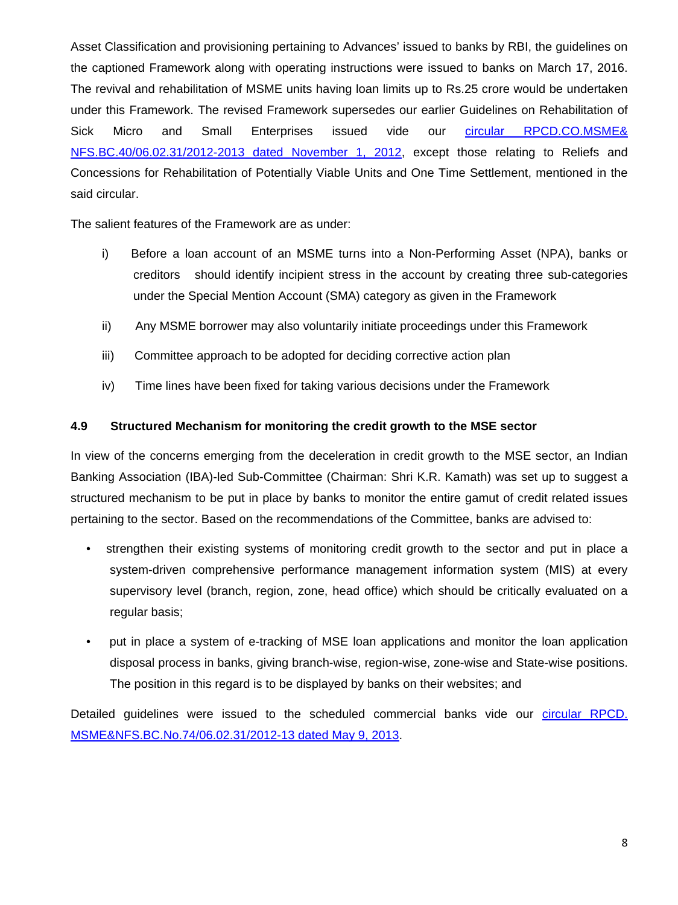Asset Classification and provisioning pertaining to Advances' issued to banks by RBI, the guidelines on the captioned Framework along with operating instructions were issued to banks on March 17, 2016. The revival and rehabilitation of MSME units having loan limits up to Rs.25 crore would be undertaken under this Framework. The revised Framework supersedes our earlier Guidelines on Rehabilitation of Sick Micro and Small Enterprises issued vide our circular RPCD.CO.MSME& NFS.BC.40/06.02.31/2012-2013 dated November 1, 2012, except those relating to Reliefs and Concessions for Rehabilitation of Potentially Viable Units and One Time Settlement, mentioned in the said circular.

The salient features of the Framework are as under:

i) Before a loan account of an MSME turns into a Non-Performing Asset (NPA), banks or creditors should identify incipient stress in the account by creating three sub-categories under the Special Mention Account (SMA) category as given in the Framework

ii) Any MSME borrower may also voluntarily initiate proceedings under this Framework

iii) Committee approach to be adopted for deciding corrective action plan

iv) Time lines have been fixed for taking various decisions under the Framework

### 4.9 Structured Mechanism for monitoring the credit growth to the MSE sector

In view of the concerns emerging from the deceleration in credit growth to the MSE sector, an Indian Banking Association (IBA)-led Sub-Committee (Chairman: Shri K.R. Kamath) was set up to suggest a structured mechanism to be put in place by banks to monitor the entire gamut of credit related issues pertaining to the sector. Based on the recommendations of the Committee, banks are advised to:

- strengthen their existing systems of monitoring credit growth to the sector and put in place a system-driven comprehensive performance management information system (MIS) at every supervisory level (branch, region, zone, head office) which should be critically evaluated on a regular basis;
- put in place a system of e-tracking of MSE loan applications and monitor the loan application disposal process in banks, giving branch-wise, region-wise, zone-wise and State-wise positions. The position in this regard is to be displayed by banks on their websites; and

Detailed guidelines were issued to the scheduled commercial banks vide our circular RPCD. MSME&NFS.BC.No.74/06.02.31/2012-13 dated May 9, 2013.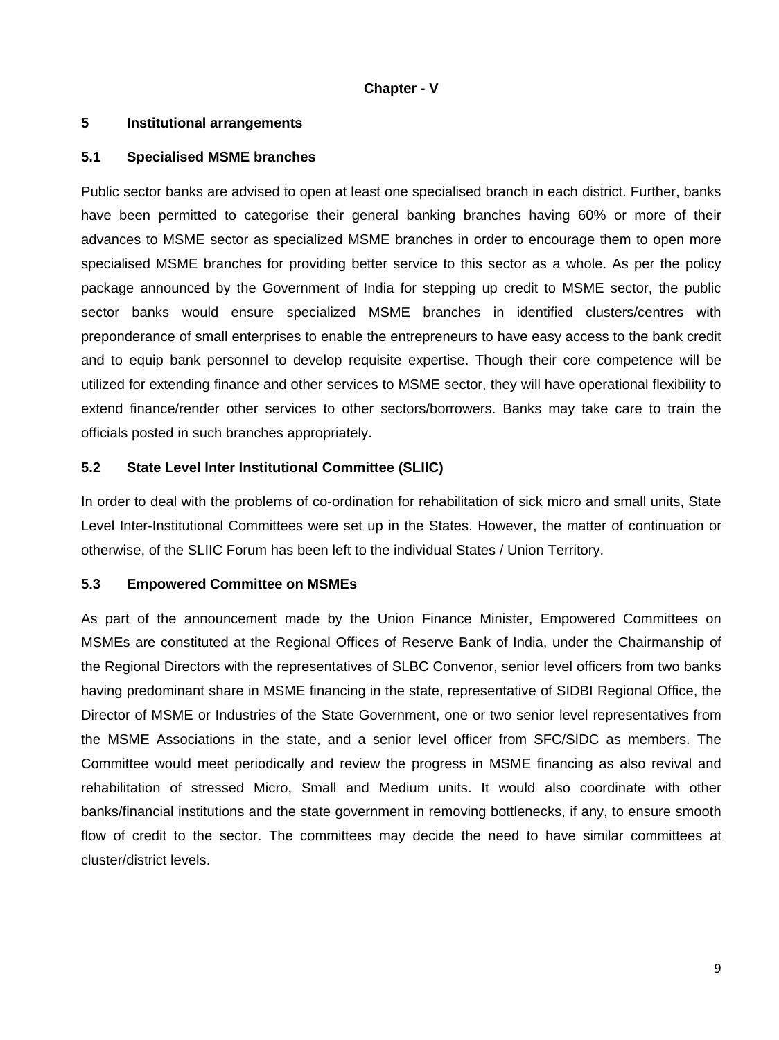## Chapter - V

### 5 Institutional arrangements

#### 5.1 Specialised MSME branches

Public sector banks are advised to open at least one specialised branch in each district. Further, banks have been permitted to categorise their general banking branches having 60% or more of their advances to MSME sector as specialized MSME branches in order to encourage them to open more specialised MSME branches for providing better service to this sector as a whole. As per the policy package announced by the Government of India for stepping up credit to MSME sector, the public sector banks would ensure specialized MSME branches in identified clusters/centres with preponderance of small enterprises to enable the entrepreneurs to have easy access to the bank credit and to equip bank personnel to develop requisite expertise. Though their core competence will be utilized for extending finance and other services to MSME sector, they will have operational flexibility to extend finance/render other services to other sectors/borrowers. Banks may take care to train the officials posted in such branches appropriately.

#### 5.2 State Level Inter Institutional Committee (SLIIC)

In order to deal with the problems of co-ordination for rehabilitation of sick micro and small units, State Level Inter-Institutional Committees were set up in the States. However, the matter of continuation or otherwise, of the SLIIC Forum has been left to the individual States / Union Territory.

#### 5.3 Empowered Committee on MSMEs

As part of the announcement made by the Union Finance Minister, Empowered Committees on MSMEs are constituted at the Regional Offices of Reserve Bank of India, under the Chairmanship of the Regional Directors with the representatives of SLBC Convenor, senior level officers from two banks having predominant share in MSME financing in the state, representative of SIDBI Regional Office, the Director of MSME or Industries of the State Government, one or two senior level representatives from the MSME Associations in the state, and a senior level officer from SFC/SIDC as members. The Committee would meet periodically and review the progress in MSME financing as also revival and rehabilitation of stressed Micro, Small and Medium units. It would also coordinate with other banks/financial institutions and the state government in removing bottlenecks, if any, to ensure smooth flow of credit to the sector. The committees may decide the need to have similar committees at cluster/district levels.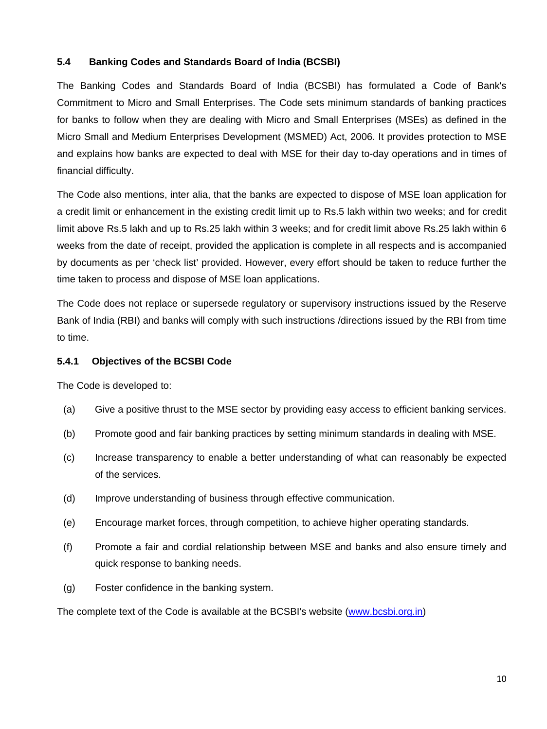### 5.4 Banking Codes and Standards Board of India (BCSBI)

The Banking Codes and Standards Board of India (BCSBI) has formulated a Code of Bank's Commitment to Micro and Small Enterprises. The Code sets minimum standards of banking practices for banks to follow when they are dealing with Micro and Small Enterprises (MSEs) as defined in the Micro Small and Medium Enterprises Development (MSMED) Act, 2006. It provides protection to MSE and explains how banks are expected to deal with MSE for their day to-day operations and in times of financial difficulty.

The Code also mentions, inter alia, that the banks are expected to dispose of MSE loan application for a credit limit or enhancement in the existing credit limit up to Rs.5 lakh within two weeks; and for credit limit above Rs.5 lakh and up to Rs.25 lakh within 3 weeks; and for credit limit above Rs.25 lakh within 6 weeks from the date of receipt, provided the application is complete in all respects and is accompanied by documents as per 'check list' provided. However, every effort should be taken to reduce further the time taken to process and dispose of MSE loan applications.

The Code does not replace or supersede regulatory or supervisory instructions issued by the Reserve Bank of India (RBI) and banks will comply with such instructions /directions issued by the RBI from time to time.

#### 5.4.1 Objectives of the BCSBI Code

The Code is developed to:

(a) Give a positive thrust to the MSE sector by providing easy access to efficient banking services.

(b) Promote good and fair banking practices by setting minimum standards in dealing with MSE.

(c) Increase transparency to enable a better understanding of what can reasonably be expected of the services.

(d) Improve understanding of business through effective communication.

(e) Encourage market forces, through competition, to achieve higher operating standards.

(f) Promote a fair and cordial relationship between MSE and banks and also ensure timely and quick response to banking needs.

(g) Foster confidence in the banking system.

The complete text of the Code is available at the BCSBI's website (www.bcsbi.org.in)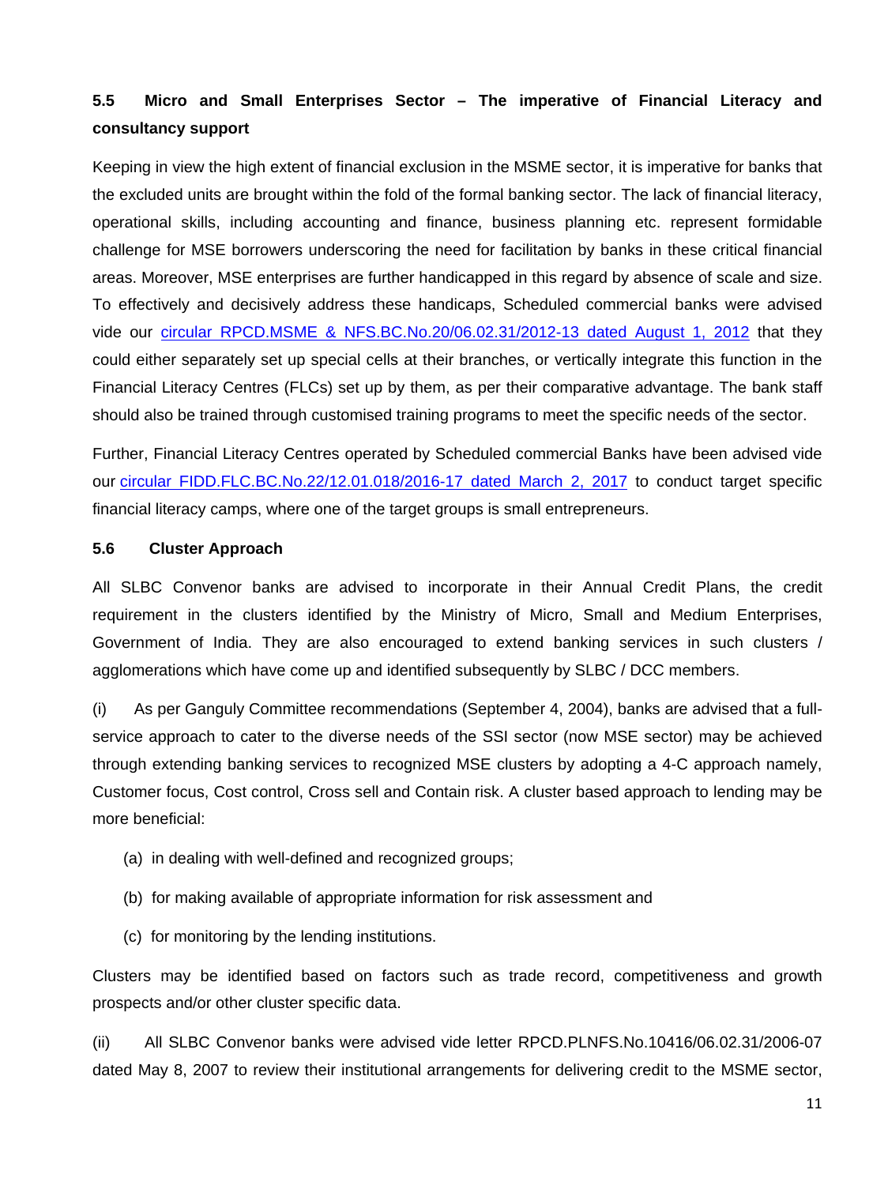### 5.5 Micro and Small Enterprises Sector – The imperative of Financial Literacy and consultancy support

Keeping in view the high extent of financial exclusion in the MSME sector, it is imperative for banks that the excluded units are brought within the fold of the formal banking sector. The lack of financial literacy, operational skills, including accounting and finance, business planning etc. represent formidable challenge for MSE borrowers underscoring the need for facilitation by banks in these critical financial areas. Moreover, MSE enterprises are further handicapped in this regard by absence of scale and size. To effectively and decisively address these handicaps, Scheduled commercial banks were advised vide our circular RPCD.MSME & NFS.BC.No.20/06.02.31/2012-13 dated August 1, 2012 that they could either separately set up special cells at their branches, or vertically integrate this function in the Financial Literacy Centres (FLCs) set up by them, as per their comparative advantage. The bank staff should also be trained through customised training programs to meet the specific needs of the sector.

Further, Financial Literacy Centres operated by Scheduled commercial Banks have been advised vide our circular FIDD.FLC.BC.No.22/12.01.018/2016-17 dated March 2, 2017 to conduct target specific financial literacy camps, where one of the target groups is small entrepreneurs.

### 5.6 Cluster Approach

All SLBC Convenor banks are advised to incorporate in their Annual Credit Plans, the credit requirement in the clusters identified by the Ministry of Micro, Small and Medium Enterprises, Government of India. They are also encouraged to extend banking services in such clusters / agglomerations which have come up and identified subsequently by SLBC / DCC members.

(i) As per Ganguly Committee recommendations (September 4, 2004), banks are advised that a full-service approach to cater to the diverse needs of the SSI sector (now MSE sector) may be achieved through extending banking services to recognized MSE clusters by adopting a 4-C approach namely, Customer focus, Cost control, Cross sell and Contain risk. A cluster based approach to lending may be more beneficial:

(a) in dealing with well-defined and recognized groups;

(b) for making available of appropriate information for risk assessment and

(c) for monitoring by the lending institutions.

Clusters may be identified based on factors such as trade record, competitiveness and growth prospects and/or other cluster specific data.

(ii) All SLBC Convenor banks were advised vide letter RPCD.PLNFS.No.10416/06.02.31/2006-07 dated May 8, 2007 to review their institutional arrangements for delivering credit to the MSME sector,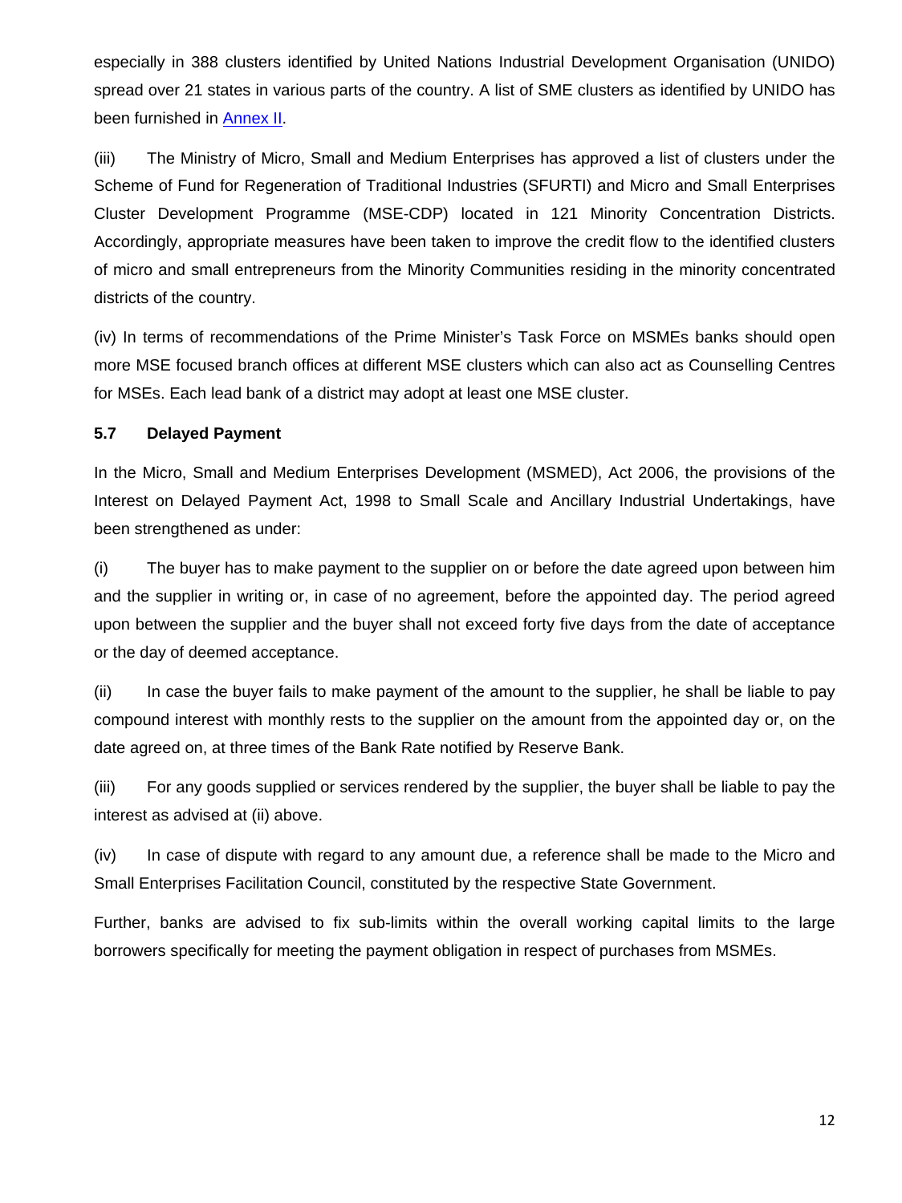especially in 388 clusters identified by United Nations Industrial Development Organisation (UNIDO) spread over 21 states in various parts of the country. A list of SME clusters as identified by UNIDO has been furnished in Annex II.

(iii) The Ministry of Micro, Small and Medium Enterprises has approved a list of clusters under the Scheme of Fund for Regeneration of Traditional Industries (SFURTI) and Micro and Small Enterprises Cluster Development Programme (MSE-CDP) located in 121 Minority Concentration Districts. Accordingly, appropriate measures have been taken to improve the credit flow to the identified clusters of micro and small entrepreneurs from the Minority Communities residing in the minority concentrated districts of the country.

(iv) In terms of recommendations of the Prime Minister's Task Force on MSMEs banks should open more MSE focused branch offices at different MSE clusters which can also act as Counselling Centres for MSEs. Each lead bank of a district may adopt at least one MSE cluster.

**5.7 Delayed Payment**

In the Micro, Small and Medium Enterprises Development (MSMED), Act 2006, the provisions of the Interest on Delayed Payment Act, 1998 to Small Scale and Ancillary Industrial Undertakings, have been strengthened as under:

(i) The buyer has to make payment to the supplier on or before the date agreed upon between him and the supplier in writing or, in case of no agreement, before the appointed day. The period agreed upon between the supplier and the buyer shall not exceed forty five days from the date of acceptance or the day of deemed acceptance.

(ii) In case the buyer fails to make payment of the amount to the supplier, he shall be liable to pay compound interest with monthly rests to the supplier on the amount from the appointed day or, on the date agreed on, at three times of the Bank Rate notified by Reserve Bank.

(iii) For any goods supplied or services rendered by the supplier, the buyer shall be liable to pay the interest as advised at (ii) above.

(iv) In case of dispute with regard to any amount due, a reference shall be made to the Micro and Small Enterprises Facilitation Council, constituted by the respective State Government.

Further, banks are advised to fix sub-limits within the overall working capital limits to the large borrowers specifically for meeting the payment obligation in respect of purchases from MSMEs.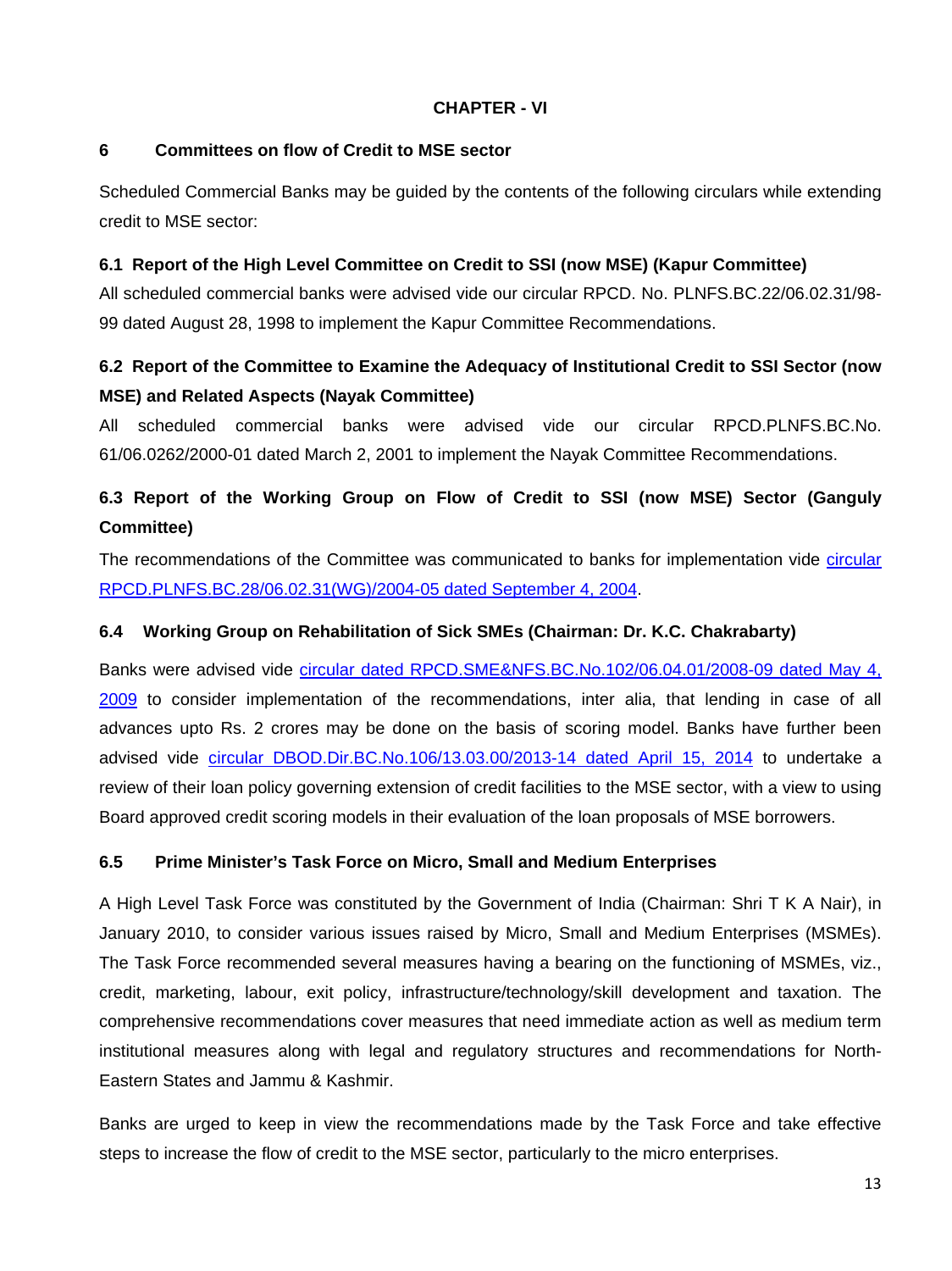**CHAPTER - VI**

## 6 Committees on flow of Credit to MSE sector

Scheduled Commercial Banks may be guided by the contents of the following circulars while extending credit to MSE sector:

### 6.1 Report of the High Level Committee on Credit to SSI (now MSE) (Kapur Committee)

All scheduled commercial banks were advised vide our circular RPCD. No. PLNFS.BC.22/06.02.31/98-99 dated August 28, 1998 to implement the Kapur Committee Recommendations.

### 6.2 Report of the Committee to Examine the Adequacy of Institutional Credit to SSI Sector (now MSE) and Related Aspects (Nayak Committee)

All scheduled commercial banks were advised vide our circular RPCD.PLNFS.BC.No. 61/06.0262/2000-01 dated March 2, 2001 to implement the Nayak Committee Recommendations.

### 6.3 Report of the Working Group on Flow of Credit to SSI (now MSE) Sector (Ganguly Committee)

The recommendations of the Committee was communicated to banks for implementation vide circular RPCD.PLNFS.BC.28/06.02.31(WG)/2004-05 dated September 4, 2004.

### 6.4 Working Group on Rehabilitation of Sick SMEs (Chairman: Dr. K.C. Chakrabarty)

Banks were advised vide circular dated RPCD.SME&NFS.BC.No.102/06.04.01/2008-09 dated May 4, 2009 to consider implementation of the recommendations, inter alia, that lending in case of all advances upto Rs. 2 crores may be done on the basis of scoring model. Banks have further been advised vide circular DBOD.Dir.BC.No.106/13.03.00/2013-14 dated April 15, 2014 to undertake a review of their loan policy governing extension of credit facilities to the MSE sector, with a view to using Board approved credit scoring models in their evaluation of the loan proposals of MSE borrowers.

### 6.5 Prime Minister's Task Force on Micro, Small and Medium Enterprises

A High Level Task Force was constituted by the Government of India (Chairman: Shri T K A Nair), in January 2010, to consider various issues raised by Micro, Small and Medium Enterprises (MSMEs). The Task Force recommended several measures having a bearing on the functioning of MSMEs, viz., credit, marketing, labour, exit policy, infrastructure/technology/skill development and taxation. The comprehensive recommendations cover measures that need immediate action as well as medium term institutional measures along with legal and regulatory structures and recommendations for North-Eastern States and Jammu & Kashmir.

Banks are urged to keep in view the recommendations made by the Task Force and take effective steps to increase the flow of credit to the MSE sector, particularly to the micro enterprises.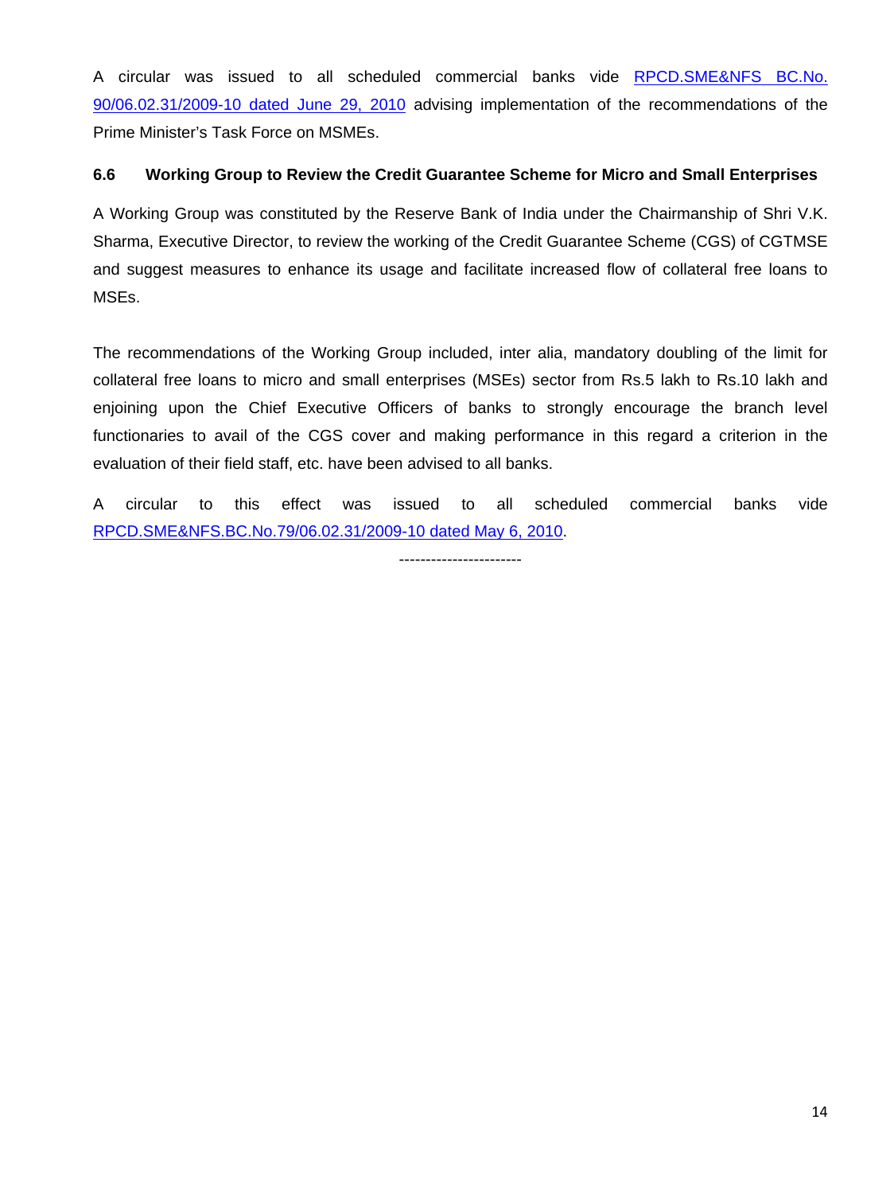A circular was issued to all scheduled commercial banks vide RPCD.SME&NFS BC.No. 90/06.02.31/2009-10 dated June 29, 2010 advising implementation of the recommendations of the Prime Minister's Task Force on MSMEs.

### 6.6 Working Group to Review the Credit Guarantee Scheme for Micro and Small Enterprises

A Working Group was constituted by the Reserve Bank of India under the Chairmanship of Shri V.K. Sharma, Executive Director, to review the working of the Credit Guarantee Scheme (CGS) of CGTMSE and suggest measures to enhance its usage and facilitate increased flow of collateral free loans to MSEs.

The recommendations of the Working Group included, inter alia, mandatory doubling of the limit for collateral free loans to micro and small enterprises (MSEs) sector from Rs.5 lakh to Rs.10 lakh and enjoining upon the Chief Executive Officers of banks to strongly encourage the branch level functionaries to avail of the CGS cover and making performance in this regard a criterion in the evaluation of their field staff, etc. have been advised to all banks.

A circular to this effect was issued to all scheduled commercial banks vide RPCD.SME&NFS.BC.No.79/06.02.31/2009-10 dated May 6, 2010.

-----------------------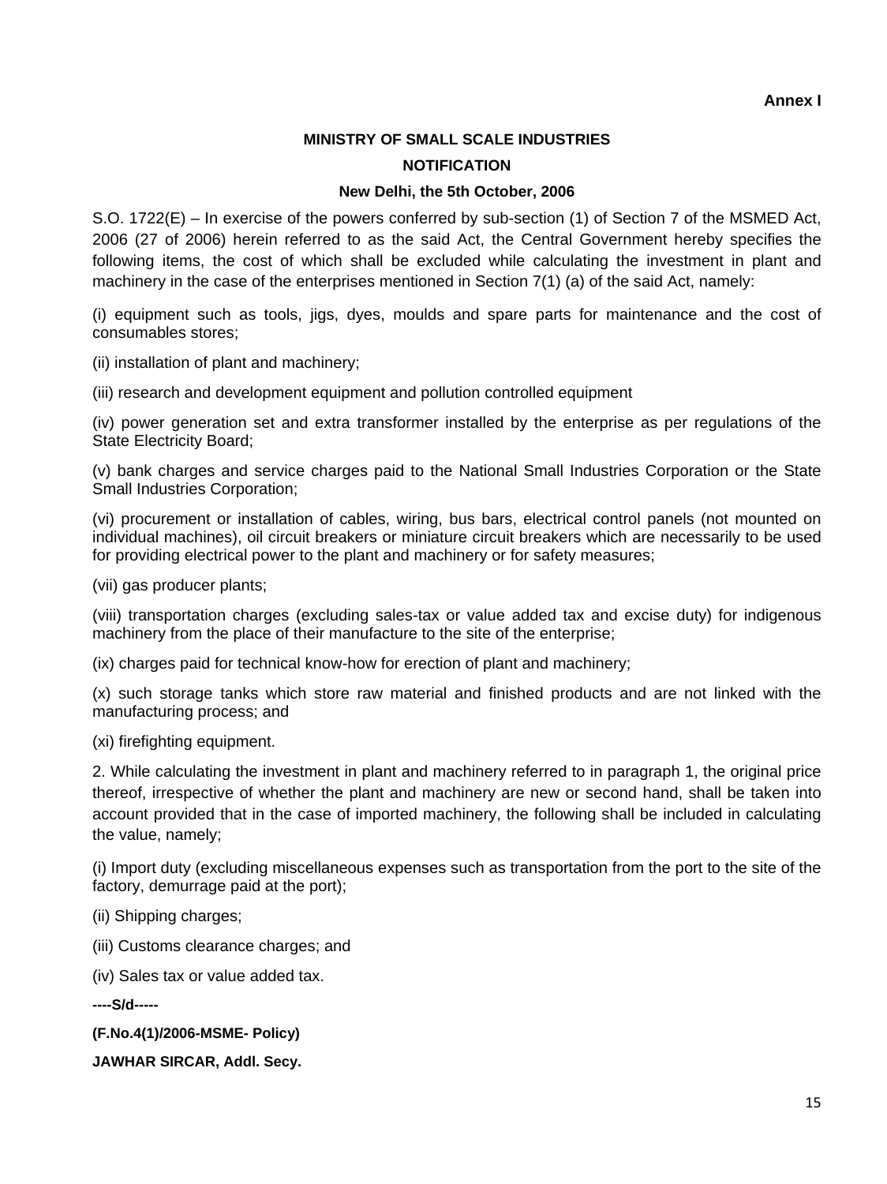**Annex I**

**MINISTRY OF SMALL SCALE INDUSTRIES**

**NOTIFICATION**

**New Delhi, the 5th October, 2006**

S.O. 1722(E) – In exercise of the powers conferred by sub-section (1) of Section 7 of the MSMED Act, 2006 (27 of 2006) herein referred to as the said Act, the Central Government hereby specifies the following items, the cost of which shall be excluded while calculating the investment in plant and machinery in the case of the enterprises mentioned in Section 7(1) (a) of the said Act, namely:

(i) equipment such as tools, jigs, dyes, moulds and spare parts for maintenance and the cost of consumables stores;

(ii) installation of plant and machinery;

(iii) research and development equipment and pollution controlled equipment

(iv) power generation set and extra transformer installed by the enterprise as per regulations of the State Electricity Board;

(v) bank charges and service charges paid to the National Small Industries Corporation or the State Small Industries Corporation;

(vi) procurement or installation of cables, wiring, bus bars, electrical control panels (not mounted on individual machines), oil circuit breakers or miniature circuit breakers which are necessarily to be used for providing electrical power to the plant and machinery or for safety measures;

(vii) gas producer plants;

(viii) transportation charges (excluding sales-tax or value added tax and excise duty) for indigenous machinery from the place of their manufacture to the site of the enterprise;

(ix) charges paid for technical know-how for erection of plant and machinery;

(x) such storage tanks which store raw material and finished products and are not linked with the manufacturing process; and

(xi) firefighting equipment.

2. While calculating the investment in plant and machinery referred to in paragraph 1, the original price thereof, irrespective of whether the plant and machinery are new or second hand, shall be taken into account provided that in the case of imported machinery, the following shall be included in calculating the value, namely;

(i) Import duty (excluding miscellaneous expenses such as transportation from the port to the site of the factory, demurrage paid at the port);

(ii) Shipping charges;

(iii) Customs clearance charges; and

(iv) Sales tax or value added tax.

**----S/d-----**

**(F.No.4(1)/2006-MSME- Policy)**

**JAWHAR SIRCAR, Addl. Secy.**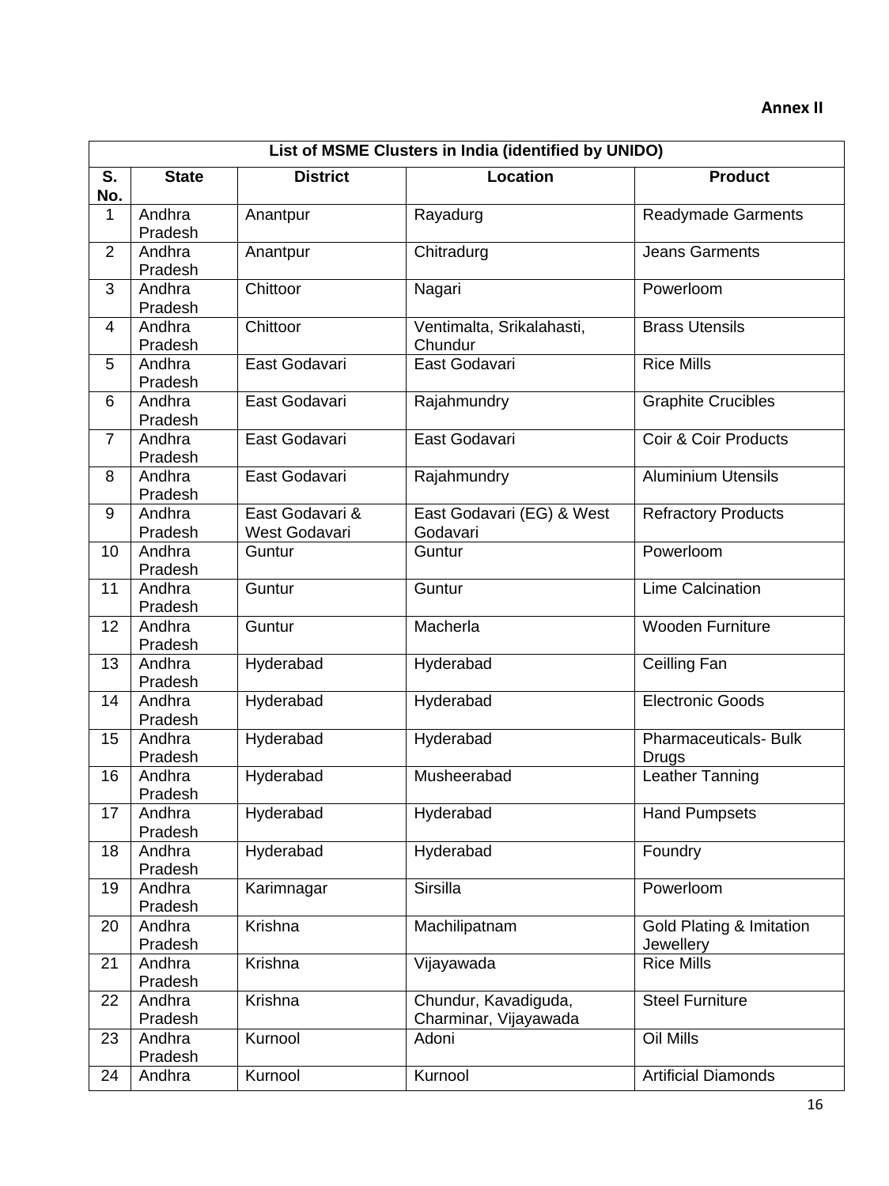**Annex II**

| List of MSME Clusters in India (identified by UNIDO) | | | | |
|---|---|---|---|---|
| **S. No.** | **State** | **District** | **Location** | **Product** |
| 1 | Andhra Pradesh | Anantpur | Rayadurg | Readymade Garments |
| 2 | Andhra Pradesh | Anantpur | Chitradurg | Jeans Garments |
| 3 | Andhra Pradesh | Chittoor | Nagari | Powerloom |
| 4 | Andhra Pradesh | Chittoor | Ventimalta, Srikalahasti, Chundur | Brass Utensils |
| 5 | Andhra Pradesh | East Godavari | East Godavari | Rice Mills |
| 6 | Andhra Pradesh | East Godavari | Rajahmundry | Graphite Crucibles |
| 7 | Andhra Pradesh | East Godavari | East Godavari | Coir & Coir Products |
| 8 | Andhra Pradesh | East Godavari | Rajahmundry | Aluminium Utensils |
| 9 | Andhra Pradesh | East Godavari & West Godavari | East Godavari (EG) & West Godavari | Refractory Products |
| 10 | Andhra Pradesh | Guntur | Guntur | Powerloom |
| 11 | Andhra Pradesh | Guntur | Guntur | Lime Calcination |
| 12 | Andhra Pradesh | Guntur | Macherla | Wooden Furniture |
| 13 | Andhra Pradesh | Hyderabad | Hyderabad | Ceilling Fan |
| 14 | Andhra Pradesh | Hyderabad | Hyderabad | Electronic Goods |
| 15 | Andhra Pradesh | Hyderabad | Hyderabad | Pharmaceuticals- Bulk Drugs |
| 16 | Andhra Pradesh | Hyderabad | Musheerabad | Leather Tanning |
| 17 | Andhra Pradesh | Hyderabad | Hyderabad | Hand Pumpsets |
| 18 | Andhra Pradesh | Hyderabad | Hyderabad | Foundry |
| 19 | Andhra Pradesh | Karimnagar | Sirsilla | Powerloom |
| 20 | Andhra Pradesh | Krishna | Machilipatnam | Gold Plating & Imitation Jewellery |
| 21 | Andhra Pradesh | Krishna | Vijayawada | Rice Mills |
| 22 | Andhra Pradesh | Krishna | Chundur, Kavadiguda, Charminar, Vijayawada | Steel Furniture |
| 23 | Andhra Pradesh | Kurnool | Adoni | Oil Mills |
| 24 | Andhra | Kurnool | Kurnool | Artificial Diamonds |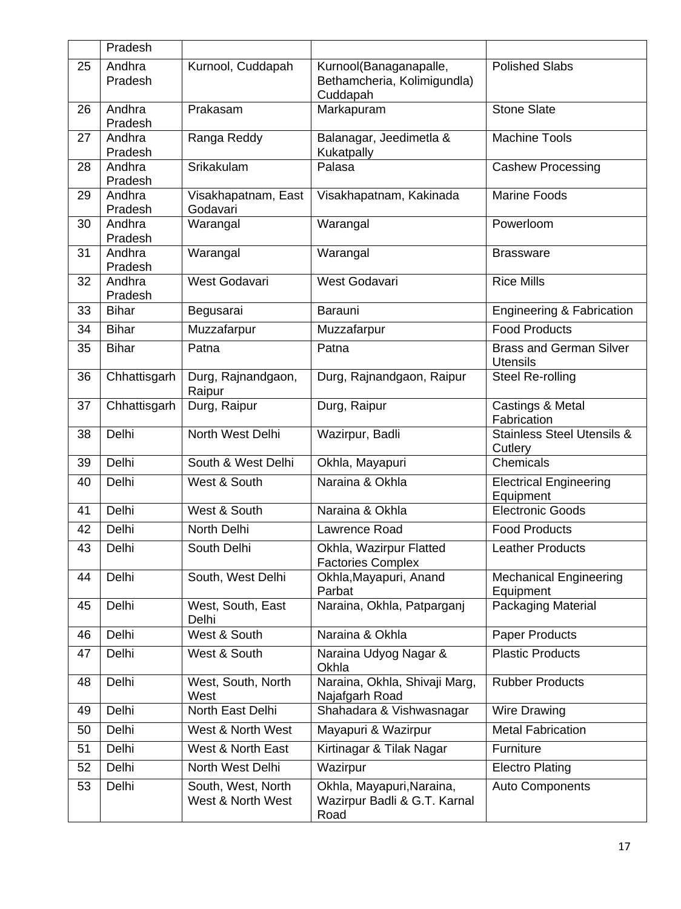| | Pradesh | | | |
|---|---|---|---|---|
| 25 | Andhra Pradesh | Kurnool, Cuddapah | Kurnool(Banaganapalle, Bethamcheria, Kolimigundla) Cuddapah | Polished Slabs |
| 26 | Andhra Pradesh | Prakasam | Markapuram | Stone Slate |
| 27 | Andhra Pradesh | Ranga Reddy | Balanagar, Jeedimetla & Kukatpally | Machine Tools |
| 28 | Andhra Pradesh | Srikakulam | Palasa | Cashew Processing |
| 29 | Andhra Pradesh | Visakhapatnam, East Godavari | Visakhapatnam, Kakinada | Marine Foods |
| 30 | Andhra Pradesh | Warangal | Warangal | Powerloom |
| 31 | Andhra Pradesh | Warangal | Warangal | Brassware |
| 32 | Andhra Pradesh | West Godavari | West Godavari | Rice Mills |
| 33 | Bihar | Begusarai | Barauni | Engineering & Fabrication |
| 34 | Bihar | Muzzafarpur | Muzzafarpur | Food Products |
| 35 | Bihar | Patna | Patna | Brass and German Silver Utensils |
| 36 | Chhattisgarh | Durg, Rajnandgaon, Raipur | Durg, Rajnandgaon, Raipur | Steel Re-rolling |
| 37 | Chhattisgarh | Durg, Raipur | Durg, Raipur | Castings & Metal Fabrication |
| 38 | Delhi | North West Delhi | Wazirpur, Badli | Stainless Steel Utensils & Cutlery |
| 39 | Delhi | South & West Delhi | Okhla, Mayapuri | Chemicals |
| 40 | Delhi | West & South | Naraina & Okhla | Electrical Engineering Equipment |
| 41 | Delhi | West & South | Naraina & Okhla | Electronic Goods |
| 42 | Delhi | North Delhi | Lawrence Road | Food Products |
| 43 | Delhi | South Delhi | Okhla, Wazirpur Flatted Factories Complex | Leather Products |
| 44 | Delhi | South, West Delhi | Okhla,Mayapuri, Anand Parbat | Mechanical Engineering Equipment |
| 45 | Delhi | West, South, East Delhi | Naraina, Okhla, Patparganj | Packaging Material |
| 46 | Delhi | West & South | Naraina & Okhla | Paper Products |
| 47 | Delhi | West & South | Naraina Udyog Nagar & Okhla | Plastic Products |
| 48 | Delhi | West, South, North West | Naraina, Okhla, Shivaji Marg, Najafgarh Road | Rubber Products |
| 49 | Delhi | North East Delhi | Shahadara & Vishwasnagar | Wire Drawing |
| 50 | Delhi | West & North West | Mayapuri & Wazirpur | Metal Fabrication |
| 51 | Delhi | West & North East | Kirtinagar & Tilak Nagar | Furniture |
| 52 | Delhi | North West Delhi | Wazirpur | Electro Plating |
| 53 | Delhi | South, West, North West & North West | Okhla, Mayapuri,Naraina, Wazirpur Badli & G.T. Karnal Road | Auto Components |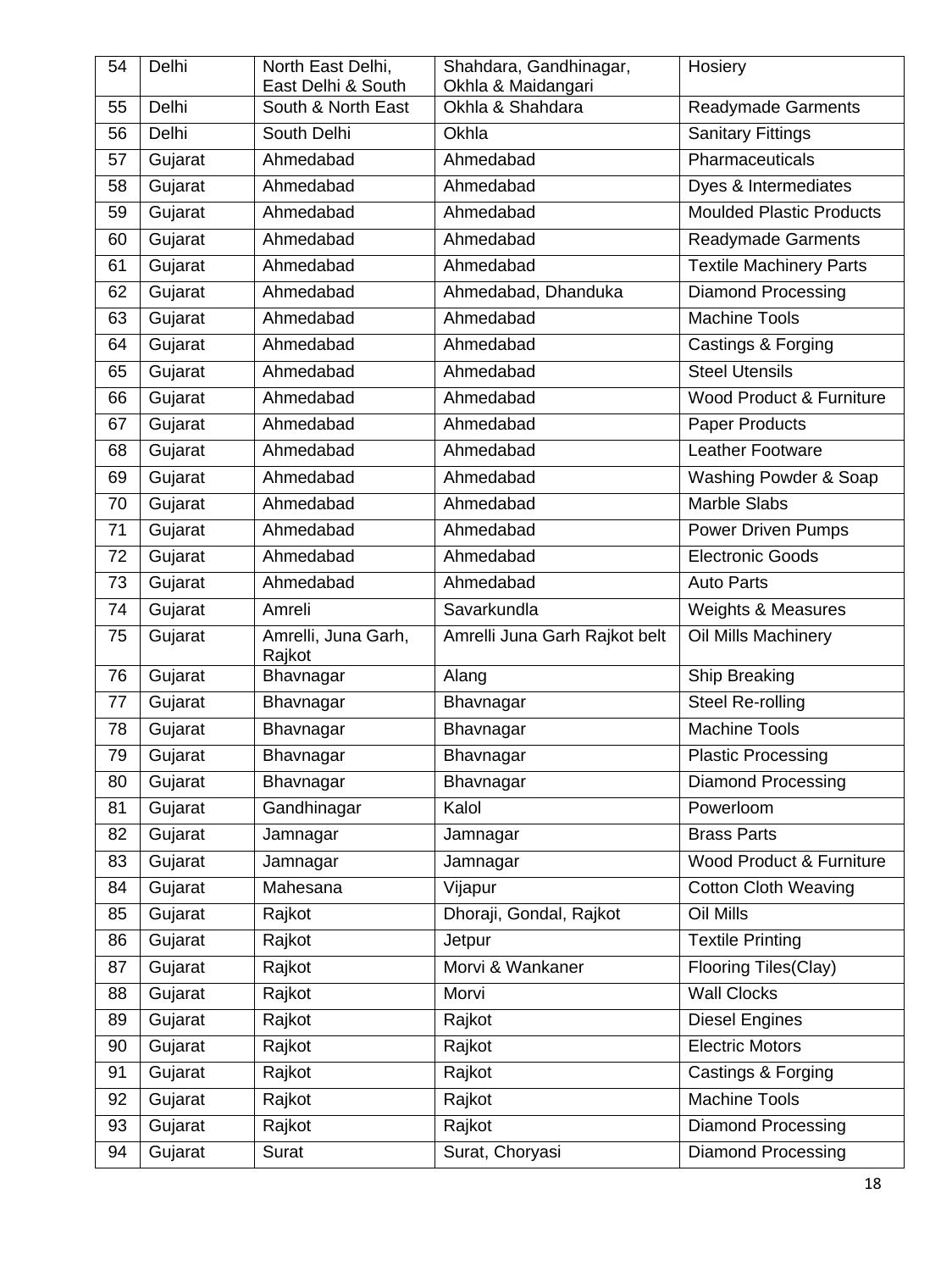| 54 | Delhi | North East Delhi, East Delhi & South | Shahdara, Gandhinagar, Okhla & Maidangari | Hosiery |
|---|---|---|---|---|
| 55 | Delhi | South & North East | Okhla & Shahdara | Readymade Garments |
| 56 | Delhi | South Delhi | Okhla | Sanitary Fittings |
| 57 | Gujarat | Ahmedabad | Ahmedabad | Pharmaceuticals |
| 58 | Gujarat | Ahmedabad | Ahmedabad | Dyes & Intermediates |
| 59 | Gujarat | Ahmedabad | Ahmedabad | Moulded Plastic Products |
| 60 | Gujarat | Ahmedabad | Ahmedabad | Readymade Garments |
| 61 | Gujarat | Ahmedabad | Ahmedabad | Textile Machinery Parts |
| 62 | Gujarat | Ahmedabad | Ahmedabad, Dhanduka | Diamond Processing |
| 63 | Gujarat | Ahmedabad | Ahmedabad | Machine Tools |
| 64 | Gujarat | Ahmedabad | Ahmedabad | Castings & Forging |
| 65 | Gujarat | Ahmedabad | Ahmedabad | Steel Utensils |
| 66 | Gujarat | Ahmedabad | Ahmedabad | Wood Product & Furniture |
| 67 | Gujarat | Ahmedabad | Ahmedabad | Paper Products |
| 68 | Gujarat | Ahmedabad | Ahmedabad | Leather Footware |
| 69 | Gujarat | Ahmedabad | Ahmedabad | Washing Powder & Soap |
| 70 | Gujarat | Ahmedabad | Ahmedabad | Marble Slabs |
| 71 | Gujarat | Ahmedabad | Ahmedabad | Power Driven Pumps |
| 72 | Gujarat | Ahmedabad | Ahmedabad | Electronic Goods |
| 73 | Gujarat | Ahmedabad | Ahmedabad | Auto Parts |
| 74 | Gujarat | Amreli | Savarkundla | Weights & Measures |
| 75 | Gujarat | Amrelli, Juna Garh, Rajkot | Amrelli Juna Garh Rajkot belt | Oil Mills Machinery |
| 76 | Gujarat | Bhavnagar | Alang | Ship Breaking |
| 77 | Gujarat | Bhavnagar | Bhavnagar | Steel Re-rolling |
| 78 | Gujarat | Bhavnagar | Bhavnagar | Machine Tools |
| 79 | Gujarat | Bhavnagar | Bhavnagar | Plastic Processing |
| 80 | Gujarat | Bhavnagar | Bhavnagar | Diamond Processing |
| 81 | Gujarat | Gandhinagar | Kalol | Powerloom |
| 82 | Gujarat | Jamnagar | Jamnagar | Brass Parts |
| 83 | Gujarat | Jamnagar | Jamnagar | Wood Product & Furniture |
| 84 | Gujarat | Mahesana | Vijapur | Cotton Cloth Weaving |
| 85 | Gujarat | Rajkot | Dhoraji, Gondal, Rajkot | Oil Mills |
| 86 | Gujarat | Rajkot | Jetpur | Textile Printing |
| 87 | Gujarat | Rajkot | Morvi & Wankaner | Flooring Tiles(Clay) |
| 88 | Gujarat | Rajkot | Morvi | Wall Clocks |
| 89 | Gujarat | Rajkot | Rajkot | Diesel Engines |
| 90 | Gujarat | Rajkot | Rajkot | Electric Motors |
| 91 | Gujarat | Rajkot | Rajkot | Castings & Forging |
| 92 | Gujarat | Rajkot | Rajkot | Machine Tools |
| 93 | Gujarat | Rajkot | Rajkot | Diamond Processing |
| 94 | Gujarat | Surat | Surat, Choryasi | Diamond Processing |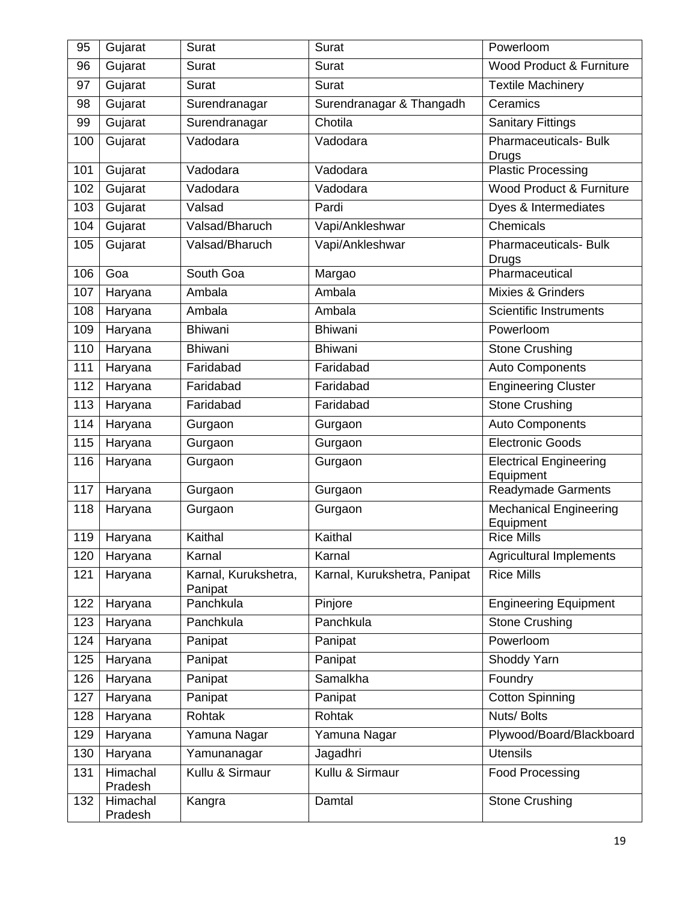| 95 | Gujarat | Surat | Surat | Powerloom |
|---|---|---|---|---|
| 96 | Gujarat | Surat | Surat | Wood Product & Furniture |
| 97 | Gujarat | Surat | Surat | Textile Machinery |
| 98 | Gujarat | Surendranagar | Surendranagar & Thangadh | Ceramics |
| 99 | Gujarat | Surendranagar | Chotila | Sanitary Fittings |
| 100 | Gujarat | Vadodara | Vadodara | Pharmaceuticals- Bulk Drugs |
| 101 | Gujarat | Vadodara | Vadodara | Plastic Processing |
| 102 | Gujarat | Vadodara | Vadodara | Wood Product & Furniture |
| 103 | Gujarat | Valsad | Pardi | Dyes & Intermediates |
| 104 | Gujarat | Valsad/Bharuch | Vapi/Ankleshwar | Chemicals |
| 105 | Gujarat | Valsad/Bharuch | Vapi/Ankleshwar | Pharmaceuticals- Bulk Drugs |
| 106 | Goa | South Goa | Margao | Pharmaceutical |
| 107 | Haryana | Ambala | Ambala | Mixies & Grinders |
| 108 | Haryana | Ambala | Ambala | Scientific Instruments |
| 109 | Haryana | Bhiwani | Bhiwani | Powerloom |
| 110 | Haryana | Bhiwani | Bhiwani | Stone Crushing |
| 111 | Haryana | Faridabad | Faridabad | Auto Components |
| 112 | Haryana | Faridabad | Faridabad | Engineering Cluster |
| 113 | Haryana | Faridabad | Faridabad | Stone Crushing |
| 114 | Haryana | Gurgaon | Gurgaon | Auto Components |
| 115 | Haryana | Gurgaon | Gurgaon | Electronic Goods |
| 116 | Haryana | Gurgaon | Gurgaon | Electrical Engineering Equipment |
| 117 | Haryana | Gurgaon | Gurgaon | Readymade Garments |
| 118 | Haryana | Gurgaon | Gurgaon | Mechanical Engineering Equipment |
| 119 | Haryana | Kaithal | Kaithal | Rice Mills |
| 120 | Haryana | Karnal | Karnal | Agricultural Implements |
| 121 | Haryana | Karnal, Kurukshetra, Panipat | Karnal, Kurukshetra, Panipat | Rice Mills |
| 122 | Haryana | Panchkula | Pinjore | Engineering Equipment |
| 123 | Haryana | Panchkula | Panchkula | Stone Crushing |
| 124 | Haryana | Panipat | Panipat | Powerloom |
| 125 | Haryana | Panipat | Panipat | Shoddy Yarn |
| 126 | Haryana | Panipat | Samalkha | Foundry |
| 127 | Haryana | Panipat | Panipat | Cotton Spinning |
| 128 | Haryana | Rohtak | Rohtak | Nuts/ Bolts |
| 129 | Haryana | Yamuna Nagar | Yamuna Nagar | Plywood/Board/Blackboard |
| 130 | Haryana | Yamunanagar | Jagadhri | Utensils |
| 131 | Himachal Pradesh | Kullu & Sirmaur | Kullu & Sirmaur | Food Processing |
| 132 | Himachal Pradesh | Kangra | Damtal | Stone Crushing |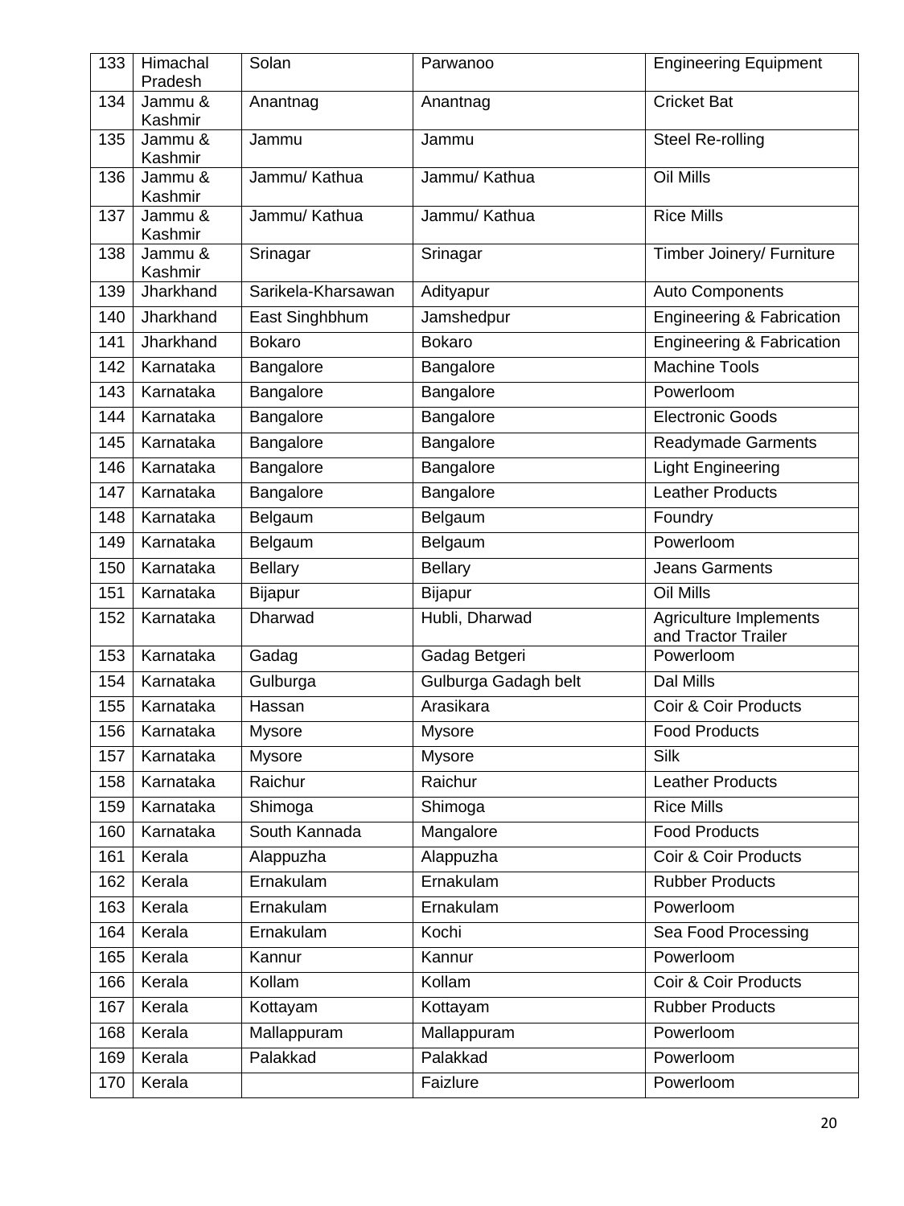| 133 | Himachal Pradesh | Solan | Parwanoo | Engineering Equipment |
|---|---|---|---|---|
| 134 | Jammu & Kashmir | Anantnag | Anantnag | Cricket Bat |
| 135 | Jammu & Kashmir | Jammu | Jammu | Steel Re-rolling |
| 136 | Jammu & Kashmir | Jammu/ Kathua | Jammu/ Kathua | Oil Mills |
| 137 | Jammu & Kashmir | Jammu/ Kathua | Jammu/ Kathua | Rice Mills |
| 138 | Jammu & Kashmir | Srinagar | Srinagar | Timber Joinery/ Furniture |
| 139 | Jharkhand | Sarikela-Kharsawan | Adityapur | Auto Components |
| 140 | Jharkhand | East Singhbhum | Jamshedpur | Engineering & Fabrication |
| 141 | Jharkhand | Bokaro | Bokaro | Engineering & Fabrication |
| 142 | Karnataka | Bangalore | Bangalore | Machine Tools |
| 143 | Karnataka | Bangalore | Bangalore | Powerloom |
| 144 | Karnataka | Bangalore | Bangalore | Electronic Goods |
| 145 | Karnataka | Bangalore | Bangalore | Readymade Garments |
| 146 | Karnataka | Bangalore | Bangalore | Light Engineering |
| 147 | Karnataka | Bangalore | Bangalore | Leather Products |
| 148 | Karnataka | Belgaum | Belgaum | Foundry |
| 149 | Karnataka | Belgaum | Belgaum | Powerloom |
| 150 | Karnataka | Bellary | Bellary | Jeans Garments |
| 151 | Karnataka | Bijapur | Bijapur | Oil Mills |
| 152 | Karnataka | Dharwad | Hubli, Dharwad | Agriculture Implements and Tractor Trailer |
| 153 | Karnataka | Gadag | Gadag Betgeri | Powerloom |
| 154 | Karnataka | Gulburga | Gulburga Gadagh belt | Dal Mills |
| 155 | Karnataka | Hassan | Arasikara | Coir & Coir Products |
| 156 | Karnataka | Mysore | Mysore | Food Products |
| 157 | Karnataka | Mysore | Mysore | Silk |
| 158 | Karnataka | Raichur | Raichur | Leather Products |
| 159 | Karnataka | Shimoga | Shimoga | Rice Mills |
| 160 | Karnataka | South Kannada | Mangalore | Food Products |
| 161 | Kerala | Alappuzha | Alappuzha | Coir & Coir Products |
| 162 | Kerala | Ernakulam | Ernakulam | Rubber Products |
| 163 | Kerala | Ernakulam | Ernakulam | Powerloom |
| 164 | Kerala | Ernakulam | Kochi | Sea Food Processing |
| 165 | Kerala | Kannur | Kannur | Powerloom |
| 166 | Kerala | Kollam | Kollam | Coir & Coir Products |
| 167 | Kerala | Kottayam | Kottayam | Rubber Products |
| 168 | Kerala | Mallappuram | Mallappuram | Powerloom |
| 169 | Kerala | Palakkad | Palakkad | Powerloom |
| 170 | Kerala | | Faizlure | Powerloom |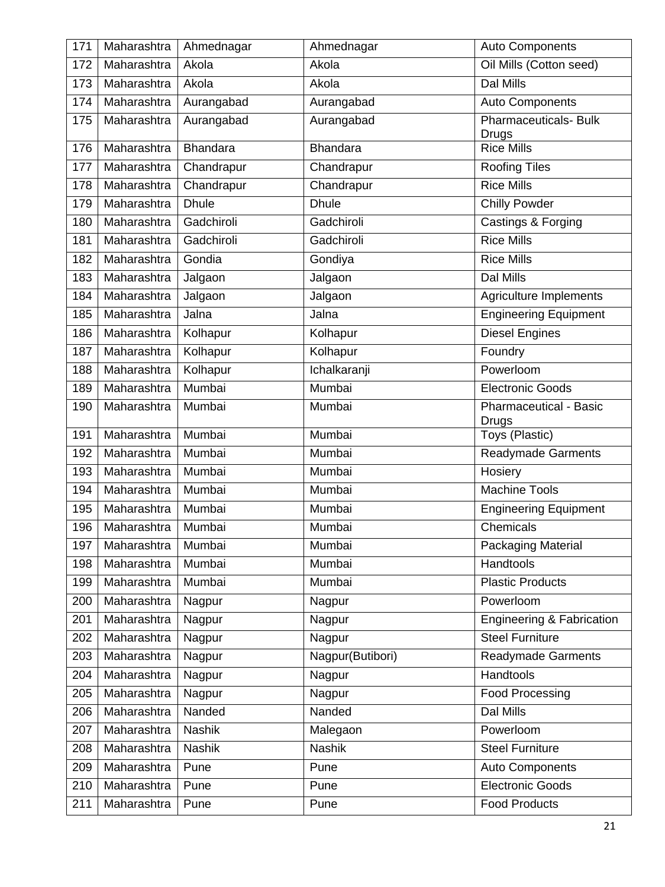| 171 | Maharashtra | Ahmednagar | Ahmednagar | Auto Components |
|---|---|---|---|---|
| 172 | Maharashtra | Akola | Akola | Oil Mills (Cotton seed) |
| 173 | Maharashtra | Akola | Akola | Dal Mills |
| 174 | Maharashtra | Aurangabad | Aurangabad | Auto Components |
| 175 | Maharashtra | Aurangabad | Aurangabad | Pharmaceuticals- Bulk Drugs |
| 176 | Maharashtra | Bhandara | Bhandara | Rice Mills |
| 177 | Maharashtra | Chandrapur | Chandrapur | Roofing Tiles |
| 178 | Maharashtra | Chandrapur | Chandrapur | Rice Mills |
| 179 | Maharashtra | Dhule | Dhule | Chilly Powder |
| 180 | Maharashtra | Gadchiroli | Gadchiroli | Castings & Forging |
| 181 | Maharashtra | Gadchiroli | Gadchiroli | Rice Mills |
| 182 | Maharashtra | Gondia | Gondiya | Rice Mills |
| 183 | Maharashtra | Jalgaon | Jalgaon | Dal Mills |
| 184 | Maharashtra | Jalgaon | Jalgaon | Agriculture Implements |
| 185 | Maharashtra | Jalna | Jalna | Engineering Equipment |
| 186 | Maharashtra | Kolhapur | Kolhapur | Diesel Engines |
| 187 | Maharashtra | Kolhapur | Kolhapur | Foundry |
| 188 | Maharashtra | Kolhapur | Ichalkaranji | Powerloom |
| 189 | Maharashtra | Mumbai | Mumbai | Electronic Goods |
| 190 | Maharashtra | Mumbai | Mumbai | Pharmaceutical - Basic Drugs |
| 191 | Maharashtra | Mumbai | Mumbai | Toys (Plastic) |
| 192 | Maharashtra | Mumbai | Mumbai | Readymade Garments |
| 193 | Maharashtra | Mumbai | Mumbai | Hosiery |
| 194 | Maharashtra | Mumbai | Mumbai | Machine Tools |
| 195 | Maharashtra | Mumbai | Mumbai | Engineering Equipment |
| 196 | Maharashtra | Mumbai | Mumbai | Chemicals |
| 197 | Maharashtra | Mumbai | Mumbai | Packaging Material |
| 198 | Maharashtra | Mumbai | Mumbai | Handtools |
| 199 | Maharashtra | Mumbai | Mumbai | Plastic Products |
| 200 | Maharashtra | Nagpur | Nagpur | Powerloom |
| 201 | Maharashtra | Nagpur | Nagpur | Engineering & Fabrication |
| 202 | Maharashtra | Nagpur | Nagpur | Steel Furniture |
| 203 | Maharashtra | Nagpur | Nagpur(Butibori) | Readymade Garments |
| 204 | Maharashtra | Nagpur | Nagpur | Handtools |
| 205 | Maharashtra | Nagpur | Nagpur | Food Processing |
| 206 | Maharashtra | Nanded | Nanded | Dal Mills |
| 207 | Maharashtra | Nashik | Malegaon | Powerloom |
| 208 | Maharashtra | Nashik | Nashik | Steel Furniture |
| 209 | Maharashtra | Pune | Pune | Auto Components |
| 210 | Maharashtra | Pune | Pune | Electronic Goods |
| 211 | Maharashtra | Pune | Pune | Food Products |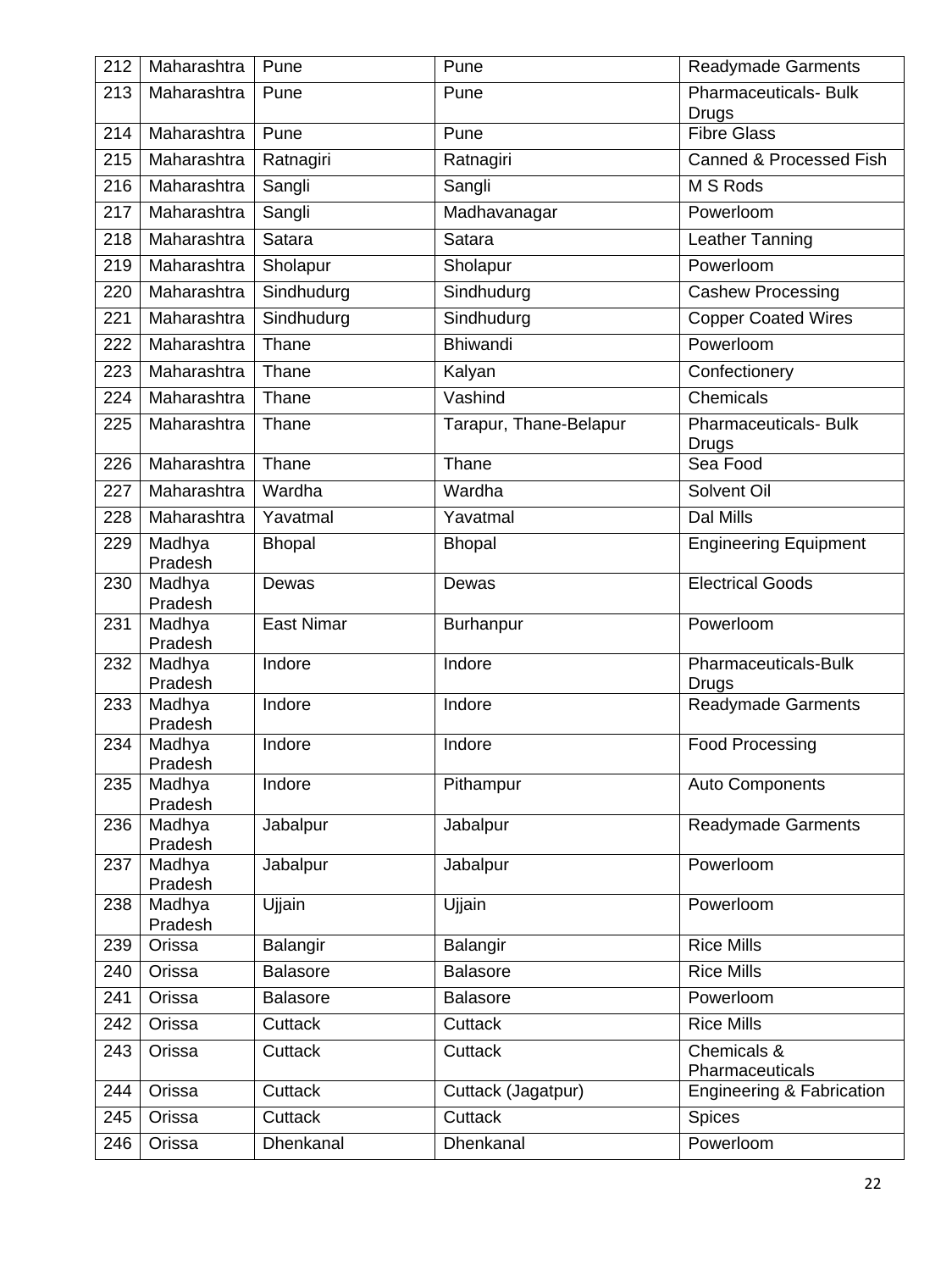| 212 | Maharashtra | Pune | Pune | Readymade Garments |
|---|---|---|---|---|
| 213 | Maharashtra | Pune | Pune | Pharmaceuticals- Bulk Drugs |
| 214 | Maharashtra | Pune | Pune | Fibre Glass |
| 215 | Maharashtra | Ratnagiri | Ratnagiri | Canned & Processed Fish |
| 216 | Maharashtra | Sangli | Sangli | M S Rods |
| 217 | Maharashtra | Sangli | Madhavanagar | Powerloom |
| 218 | Maharashtra | Satara | Satara | Leather Tanning |
| 219 | Maharashtra | Sholapur | Sholapur | Powerloom |
| 220 | Maharashtra | Sindhudurg | Sindhudurg | Cashew Processing |
| 221 | Maharashtra | Sindhudurg | Sindhudurg | Copper Coated Wires |
| 222 | Maharashtra | Thane | Bhiwandi | Powerloom |
| 223 | Maharashtra | Thane | Kalyan | Confectionery |
| 224 | Maharashtra | Thane | Vashind | Chemicals |
| 225 | Maharashtra | Thane | Tarapur, Thane-Belapur | Pharmaceuticals- Bulk Drugs |
| 226 | Maharashtra | Thane | Thane | Sea Food |
| 227 | Maharashtra | Wardha | Wardha | Solvent Oil |
| 228 | Maharashtra | Yavatmal | Yavatmal | Dal Mills |
| 229 | Madhya Pradesh | Bhopal | Bhopal | Engineering Equipment |
| 230 | Madhya Pradesh | Dewas | Dewas | Electrical Goods |
| 231 | Madhya Pradesh | East Nimar | Burhanpur | Powerloom |
| 232 | Madhya Pradesh | Indore | Indore | Pharmaceuticals-Bulk Drugs |
| 233 | Madhya Pradesh | Indore | Indore | Readymade Garments |
| 234 | Madhya Pradesh | Indore | Indore | Food Processing |
| 235 | Madhya Pradesh | Indore | Pithampur | Auto Components |
| 236 | Madhya Pradesh | Jabalpur | Jabalpur | Readymade Garments |
| 237 | Madhya Pradesh | Jabalpur | Jabalpur | Powerloom |
| 238 | Madhya Pradesh | Ujjain | Ujjain | Powerloom |
| 239 | Orissa | Balangir | Balangir | Rice Mills |
| 240 | Orissa | Balasore | Balasore | Rice Mills |
| 241 | Orissa | Balasore | Balasore | Powerloom |
| 242 | Orissa | Cuttack | Cuttack | Rice Mills |
| 243 | Orissa | Cuttack | Cuttack | Chemicals & Pharmaceuticals |
| 244 | Orissa | Cuttack | Cuttack (Jagatpur) | Engineering & Fabrication |
| 245 | Orissa | Cuttack | Cuttack | Spices |
| 246 | Orissa | Dhenkanal | Dhenkanal | Powerloom |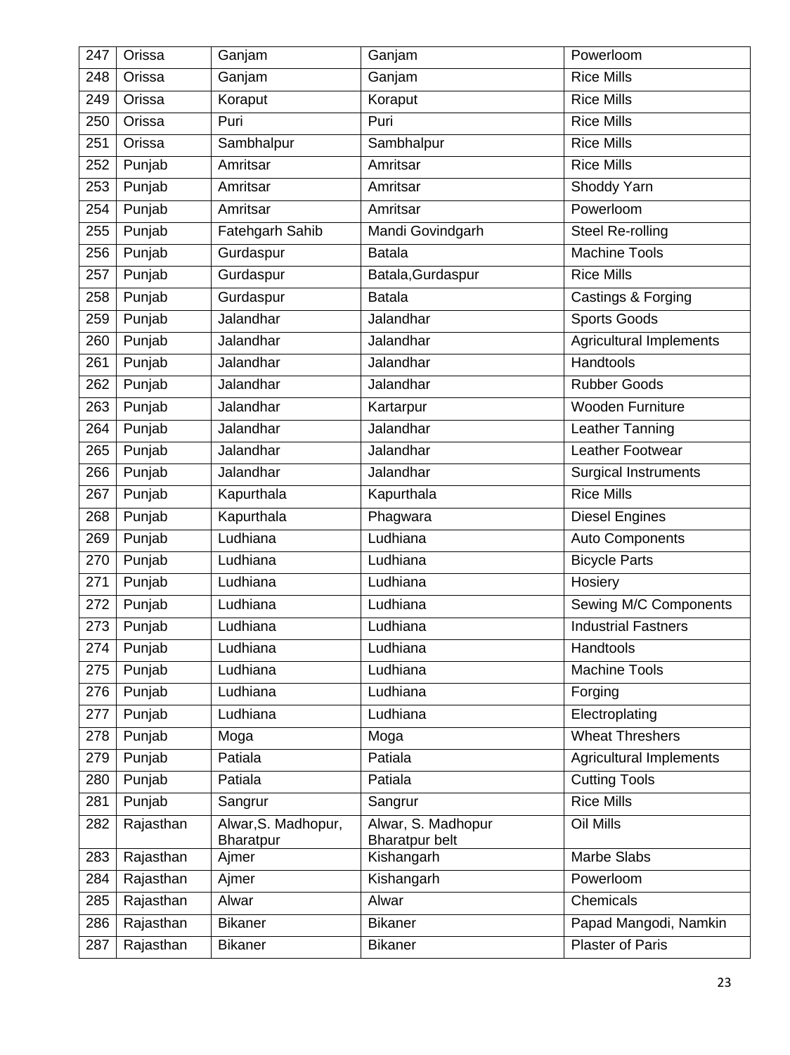| 247 | Orissa | Ganjam | Ganjam | Powerloom |
|---|---|---|---|---|
| 248 | Orissa | Ganjam | Ganjam | Rice Mills |
| 249 | Orissa | Koraput | Koraput | Rice Mills |
| 250 | Orissa | Puri | Puri | Rice Mills |
| 251 | Orissa | Sambhalpur | Sambhalpur | Rice Mills |
| 252 | Punjab | Amritsar | Amritsar | Rice Mills |
| 253 | Punjab | Amritsar | Amritsar | Shoddy Yarn |
| 254 | Punjab | Amritsar | Amritsar | Powerloom |
| 255 | Punjab | Fatehgarh Sahib | Mandi Govindgarh | Steel Re-rolling |
| 256 | Punjab | Gurdaspur | Batala | Machine Tools |
| 257 | Punjab | Gurdaspur | Batala,Gurdaspur | Rice Mills |
| 258 | Punjab | Gurdaspur | Batala | Castings & Forging |
| 259 | Punjab | Jalandhar | Jalandhar | Sports Goods |
| 260 | Punjab | Jalandhar | Jalandhar | Agricultural Implements |
| 261 | Punjab | Jalandhar | Jalandhar | Handtools |
| 262 | Punjab | Jalandhar | Jalandhar | Rubber Goods |
| 263 | Punjab | Jalandhar | Kartarpur | Wooden Furniture |
| 264 | Punjab | Jalandhar | Jalandhar | Leather Tanning |
| 265 | Punjab | Jalandhar | Jalandhar | Leather Footwear |
| 266 | Punjab | Jalandhar | Jalandhar | Surgical Instruments |
| 267 | Punjab | Kapurthala | Kapurthala | Rice Mills |
| 268 | Punjab | Kapurthala | Phagwara | Diesel Engines |
| 269 | Punjab | Ludhiana | Ludhiana | Auto Components |
| 270 | Punjab | Ludhiana | Ludhiana | Bicycle Parts |
| 271 | Punjab | Ludhiana | Ludhiana | Hosiery |
| 272 | Punjab | Ludhiana | Ludhiana | Sewing M/C Components |
| 273 | Punjab | Ludhiana | Ludhiana | Industrial Fastners |
| 274 | Punjab | Ludhiana | Ludhiana | Handtools |
| 275 | Punjab | Ludhiana | Ludhiana | Machine Tools |
| 276 | Punjab | Ludhiana | Ludhiana | Forging |
| 277 | Punjab | Ludhiana | Ludhiana | Electroplating |
| 278 | Punjab | Moga | Moga | Wheat Threshers |
| 279 | Punjab | Patiala | Patiala | Agricultural Implements |
| 280 | Punjab | Patiala | Patiala | Cutting Tools |
| 281 | Punjab | Sangrur | Sangrur | Rice Mills |
| 282 | Rajasthan | Alwar,S. Madhopur, Bharatpur | Alwar, S. Madhopur Bharatpur belt | Oil Mills |
| 283 | Rajasthan | Ajmer | Kishangarh | Marbe Slabs |
| 284 | Rajasthan | Ajmer | Kishangarh | Powerloom |
| 285 | Rajasthan | Alwar | Alwar | Chemicals |
| 286 | Rajasthan | Bikaner | Bikaner | Papad Mangodi, Namkin |
| 287 | Rajasthan | Bikaner | Bikaner | Plaster of Paris |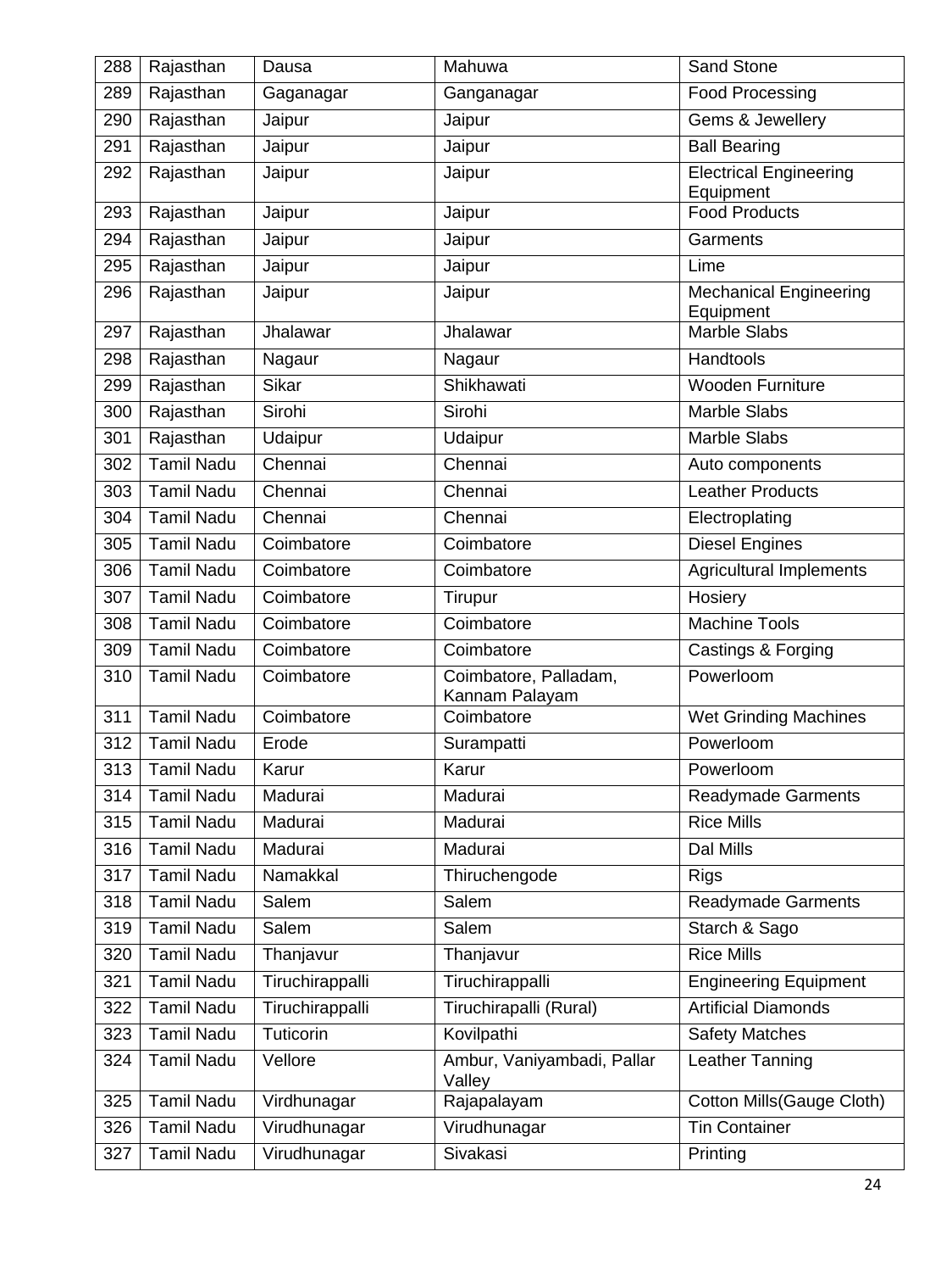| 288 | Rajasthan | Dausa | Mahuwa | Sand Stone |
|---|---|---|---|---|
| 289 | Rajasthan | Gaganagar | Ganganagar | Food Processing |
| 290 | Rajasthan | Jaipur | Jaipur | Gems & Jewellery |
| 291 | Rajasthan | Jaipur | Jaipur | Ball Bearing |
| 292 | Rajasthan | Jaipur | Jaipur | Electrical Engineering Equipment |
| 293 | Rajasthan | Jaipur | Jaipur | Food Products |
| 294 | Rajasthan | Jaipur | Jaipur | Garments |
| 295 | Rajasthan | Jaipur | Jaipur | Lime |
| 296 | Rajasthan | Jaipur | Jaipur | Mechanical Engineering Equipment |
| 297 | Rajasthan | Jhalawar | Jhalawar | Marble Slabs |
| 298 | Rajasthan | Nagaur | Nagaur | Handtools |
| 299 | Rajasthan | Sikar | Shikhawati | Wooden Furniture |
| 300 | Rajasthan | Sirohi | Sirohi | Marble Slabs |
| 301 | Rajasthan | Udaipur | Udaipur | Marble Slabs |
| 302 | Tamil Nadu | Chennai | Chennai | Auto components |
| 303 | Tamil Nadu | Chennai | Chennai | Leather Products |
| 304 | Tamil Nadu | Chennai | Chennai | Electroplating |
| 305 | Tamil Nadu | Coimbatore | Coimbatore | Diesel Engines |
| 306 | Tamil Nadu | Coimbatore | Coimbatore | Agricultural Implements |
| 307 | Tamil Nadu | Coimbatore | Tirupur | Hosiery |
| 308 | Tamil Nadu | Coimbatore | Coimbatore | Machine Tools |
| 309 | Tamil Nadu | Coimbatore | Coimbatore | Castings & Forging |
| 310 | Tamil Nadu | Coimbatore | Coimbatore, Palladam, Kannam Palayam | Powerloom |
| 311 | Tamil Nadu | Coimbatore | Coimbatore | Wet Grinding Machines |
| 312 | Tamil Nadu | Erode | Surampatti | Powerloom |
| 313 | Tamil Nadu | Karur | Karur | Powerloom |
| 314 | Tamil Nadu | Madurai | Madurai | Readymade Garments |
| 315 | Tamil Nadu | Madurai | Madurai | Rice Mills |
| 316 | Tamil Nadu | Madurai | Madurai | Dal Mills |
| 317 | Tamil Nadu | Namakkal | Thiruchengode | Rigs |
| 318 | Tamil Nadu | Salem | Salem | Readymade Garments |
| 319 | Tamil Nadu | Salem | Salem | Starch & Sago |
| 320 | Tamil Nadu | Thanjavur | Thanjavur | Rice Mills |
| 321 | Tamil Nadu | Tiruchirappalli | Tiruchirappalli | Engineering Equipment |
| 322 | Tamil Nadu | Tiruchirappalli | Tiruchirapalli (Rural) | Artificial Diamonds |
| 323 | Tamil Nadu | Tuticorin | Kovilpathi | Safety Matches |
| 324 | Tamil Nadu | Vellore | Ambur, Vaniyambadi, Pallar Valley | Leather Tanning |
| 325 | Tamil Nadu | Virdhunagar | Rajapalayam | Cotton Mills(Gauge Cloth) |
| 326 | Tamil Nadu | Virudhunagar | Virudhunagar | Tin Container |
| 327 | Tamil Nadu | Virudhunagar | Sivakasi | Printing |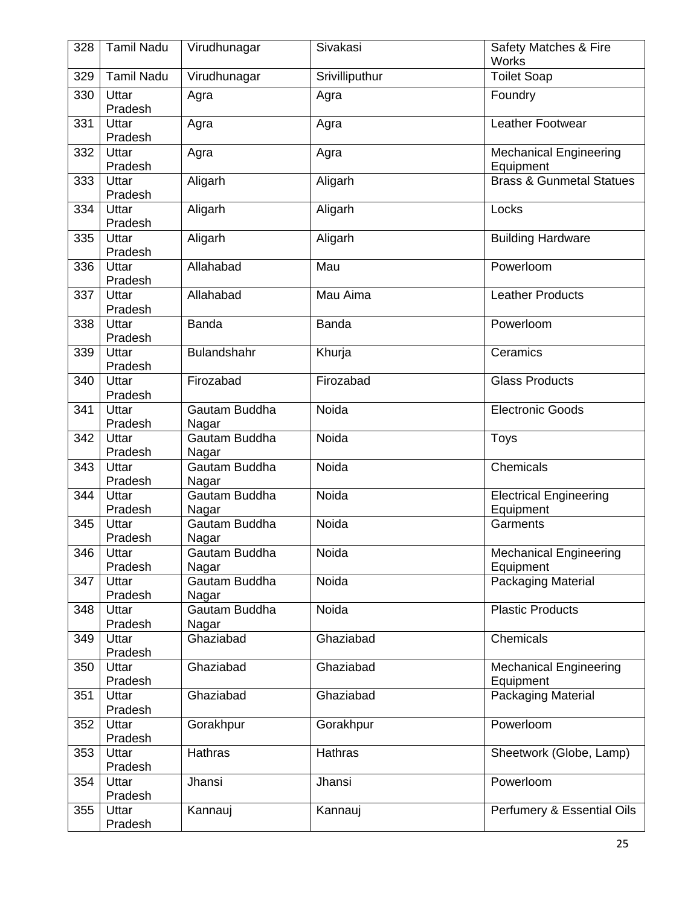| 328 | Tamil Nadu | Virudhunagar | Sivakasi | Safety Matches & Fire Works |
|---|---|---|---|---|
| 329 | Tamil Nadu | Virudhunagar | Srivilliputhur | Toilet Soap |
| 330 | Uttar Pradesh | Agra | Agra | Foundry |
| 331 | Uttar Pradesh | Agra | Agra | Leather Footwear |
| 332 | Uttar Pradesh | Agra | Agra | Mechanical Engineering Equipment |
| 333 | Uttar Pradesh | Aligarh | Aligarh | Brass & Gunmetal Statues |
| 334 | Uttar Pradesh | Aligarh | Aligarh | Locks |
| 335 | Uttar Pradesh | Aligarh | Aligarh | Building Hardware |
| 336 | Uttar Pradesh | Allahabad | Mau | Powerloom |
| 337 | Uttar Pradesh | Allahabad | Mau Aima | Leather Products |
| 338 | Uttar Pradesh | Banda | Banda | Powerloom |
| 339 | Uttar Pradesh | Bulandshahr | Khurja | Ceramics |
| 340 | Uttar Pradesh | Firozabad | Firozabad | Glass Products |
| 341 | Uttar Pradesh | Gautam Buddha Nagar | Noida | Electronic Goods |
| 342 | Uttar Pradesh | Gautam Buddha Nagar | Noida | Toys |
| 343 | Uttar Pradesh | Gautam Buddha Nagar | Noida | Chemicals |
| 344 | Uttar Pradesh | Gautam Buddha Nagar | Noida | Electrical Engineering Equipment |
| 345 | Uttar Pradesh | Gautam Buddha Nagar | Noida | Garments |
| 346 | Uttar Pradesh | Gautam Buddha Nagar | Noida | Mechanical Engineering Equipment |
| 347 | Uttar Pradesh | Gautam Buddha Nagar | Noida | Packaging Material |
| 348 | Uttar Pradesh | Gautam Buddha Nagar | Noida | Plastic Products |
| 349 | Uttar Pradesh | Ghaziabad | Ghaziabad | Chemicals |
| 350 | Uttar Pradesh | Ghaziabad | Ghaziabad | Mechanical Engineering Equipment |
| 351 | Uttar Pradesh | Ghaziabad | Ghaziabad | Packaging Material |
| 352 | Uttar Pradesh | Gorakhpur | Gorakhpur | Powerloom |
| 353 | Uttar Pradesh | Hathras | Hathras | Sheetwork (Globe, Lamp) |
| 354 | Uttar Pradesh | Jhansi | Jhansi | Powerloom |
| 355 | Uttar Pradesh | Kannauj | Kannauj | Perfumery & Essential Oils |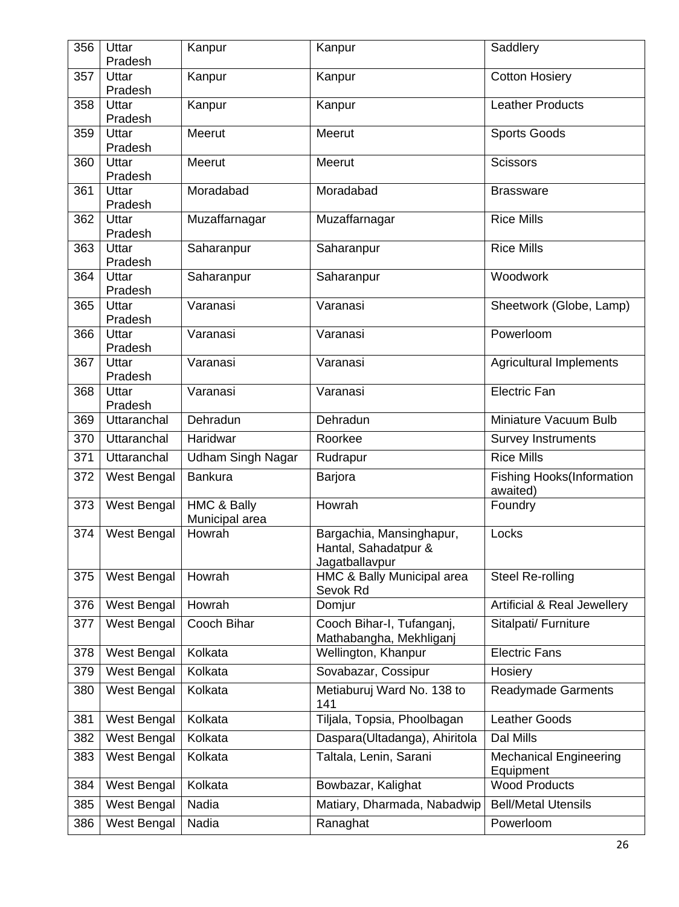| 356 | Uttar Pradesh | Kanpur | Kanpur | Saddlery |
|---|---|---|---|---|
| 357 | Uttar Pradesh | Kanpur | Kanpur | Cotton Hosiery |
| 358 | Uttar Pradesh | Kanpur | Kanpur | Leather Products |
| 359 | Uttar Pradesh | Meerut | Meerut | Sports Goods |
| 360 | Uttar Pradesh | Meerut | Meerut | Scissors |
| 361 | Uttar Pradesh | Moradabad | Moradabad | Brassware |
| 362 | Uttar Pradesh | Muzaffarnagar | Muzaffarnagar | Rice Mills |
| 363 | Uttar Pradesh | Saharanpur | Saharanpur | Rice Mills |
| 364 | Uttar Pradesh | Saharanpur | Saharanpur | Woodwork |
| 365 | Uttar Pradesh | Varanasi | Varanasi | Sheetwork (Globe, Lamp) |
| 366 | Uttar Pradesh | Varanasi | Varanasi | Powerloom |
| 367 | Uttar Pradesh | Varanasi | Varanasi | Agricultural Implements |
| 368 | Uttar Pradesh | Varanasi | Varanasi | Electric Fan |
| 369 | Uttaranchal | Dehradun | Dehradun | Miniature Vacuum Bulb |
| 370 | Uttaranchal | Haridwar | Roorkee | Survey Instruments |
| 371 | Uttaranchal | Udham Singh Nagar | Rudrapur | Rice Mills |
| 372 | West Bengal | Bankura | Barjora | Fishing Hooks(Information awaited) |
| 373 | West Bengal | HMC & Bally Municipal area | Howrah | Foundry |
| 374 | West Bengal | Howrah | Bargachia, Mansinghapur, Hantal, Sahadatpur & Jagatballavpur | Locks |
| 375 | West Bengal | Howrah | HMC & Bally Municipal area Sevok Rd | Steel Re-rolling |
| 376 | West Bengal | Howrah | Domjur | Artificial & Real Jewellery |
| 377 | West Bengal | Cooch Bihar | Cooch Bihar-I, Tufanganj, Mathabangha, Mekhliganj | Sitalpati/ Furniture |
| 378 | West Bengal | Kolkata | Wellington, Khanpur | Electric Fans |
| 379 | West Bengal | Kolkata | Sovabazar, Cossipur | Hosiery |
| 380 | West Bengal | Kolkata | Metiaburuj Ward No. 138 to 141 | Readymade Garments |
| 381 | West Bengal | Kolkata | Tiljala, Topsia, Phoolbagan | Leather Goods |
| 382 | West Bengal | Kolkata | Daspara(Ultadanga), Ahiritola | Dal Mills |
| 383 | West Bengal | Kolkata | Taltala, Lenin, Sarani | Mechanical Engineering Equipment |
| 384 | West Bengal | Kolkata | Bowbazar, Kalighat | Wood Products |
| 385 | West Bengal | Nadia | Matiary, Dharmada, Nabadwip | Bell/Metal Utensils |
| 386 | West Bengal | Nadia | Ranaghat | Powerloom |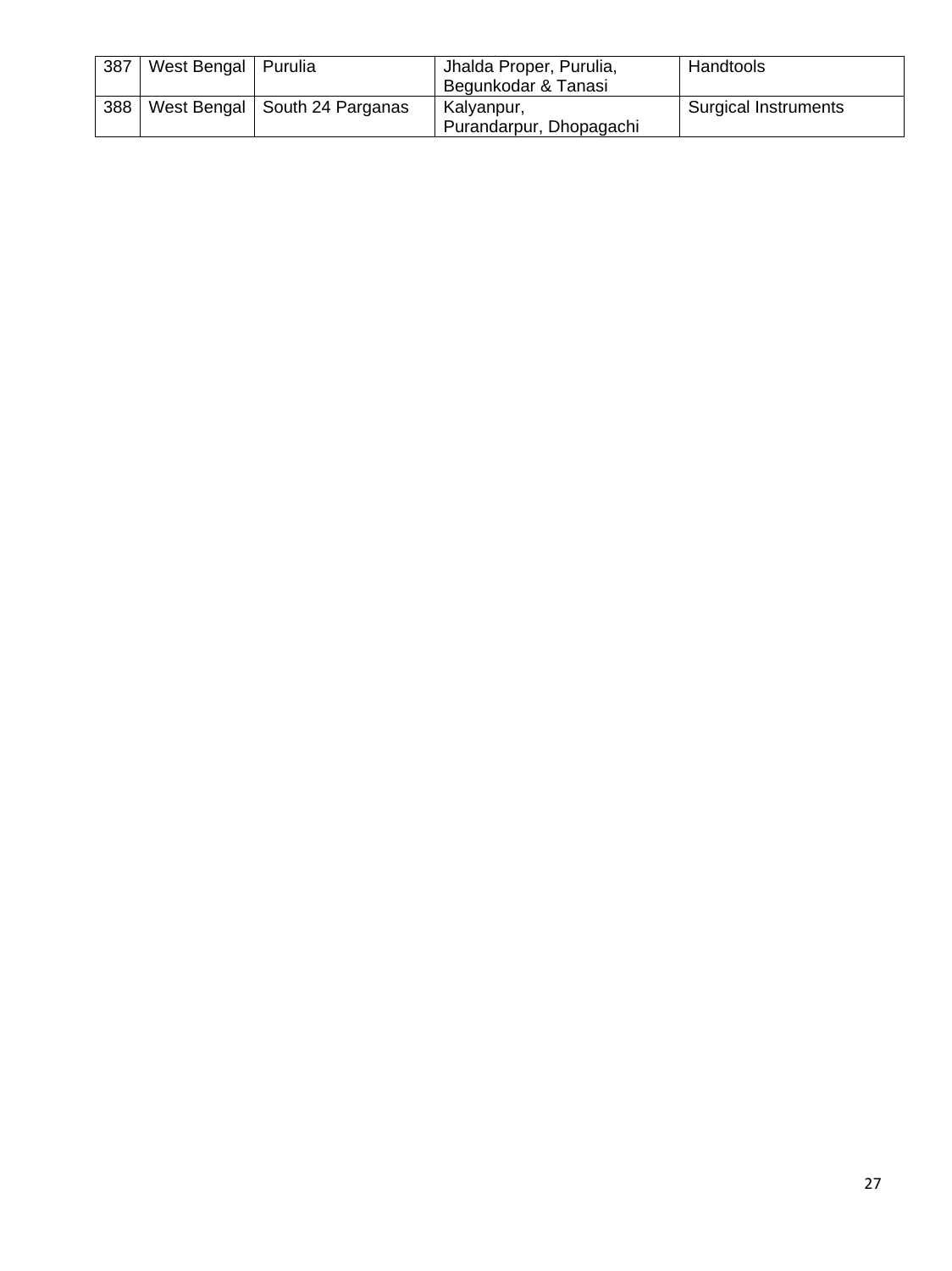| 387 | West Bengal | Purulia | Jhalda Proper, Purulia, Begunkodar & Tanasi | Handtools |
|---|---|---|---|---|
| 388 | West Bengal | South 24 Parganas | Kalyanpur, Purandarpur, Dhopagachi | Surgical Instruments |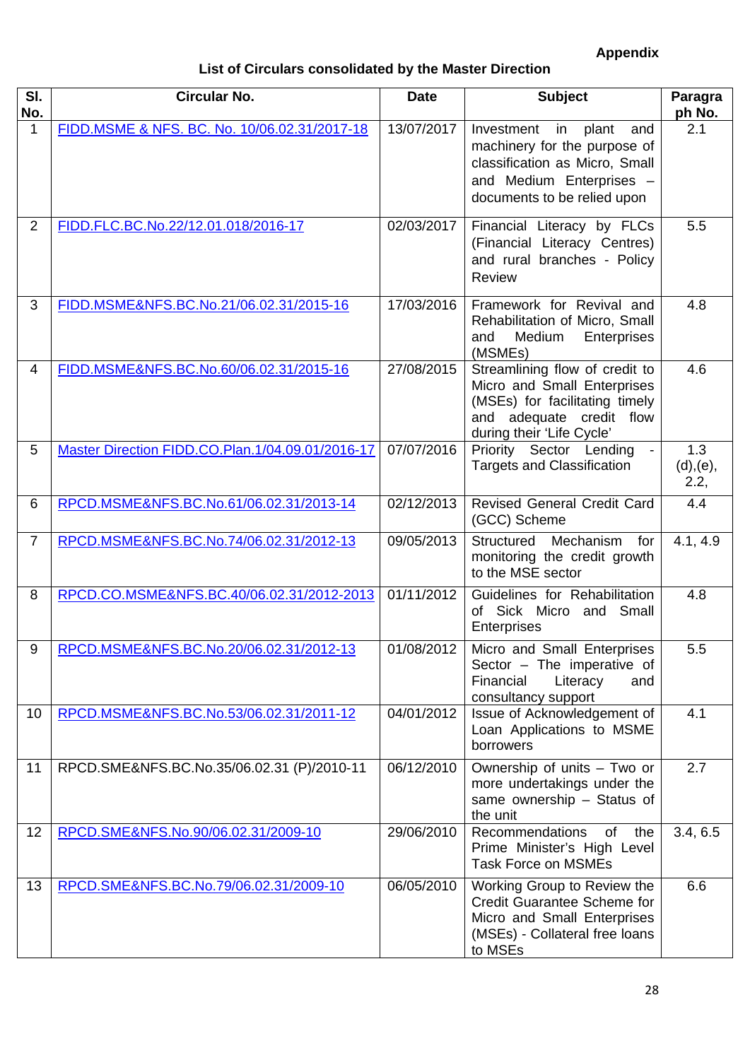**Appendix**

**List of Circulars consolidated by the Master Direction**

| Sl. No. | Circular No. | Date | Subject | Paragraph No. |
|---|---|---|---|---|
| 1 | FIDD.MSME & NFS. BC. No. 10/06.02.31/2017-18 | 13/07/2017 | Investment in plant and machinery for the purpose of classification as Micro, Small and Medium Enterprises – documents to be relied upon | 2.1 |
| 2 | FIDD.FLC.BC.No.22/12.01.018/2016-17 | 02/03/2017 | Financial Literacy by FLCs (Financial Literacy Centres) and rural branches - Policy Review | 5.5 |
| 3 | FIDD.MSME&NFS.BC.No.21/06.02.31/2015-16 | 17/03/2016 | Framework for Revival and Rehabilitation of Micro, Small and Medium Enterprises (MSMEs) | 4.8 |
| 4 | FIDD.MSME&NFS.BC.No.60/06.02.31/2015-16 | 27/08/2015 | Streamlining flow of credit to Micro and Small Enterprises (MSEs) for facilitating timely and adequate credit flow during their 'Life Cycle' | 4.6 |
| 5 | Master Direction FIDD.CO.Plan.1/04.09.01/2016-17 | 07/07/2016 | Priority Sector Lending - Targets and Classification | 1.3 (d),(e), 2.2, |
| 6 | RPCD.MSME&NFS.BC.No.61/06.02.31/2013-14 | 02/12/2013 | Revised General Credit Card (GCC) Scheme | 4.4 |
| 7 | RPCD.MSME&NFS.BC.No.74/06.02.31/2012-13 | 09/05/2013 | Structured Mechanism for monitoring the credit growth to the MSE sector | 4.1, 4.9 |
| 8 | RPCD.CO.MSME&NFS.BC.40/06.02.31/2012-2013 | 01/11/2012 | Guidelines for Rehabilitation of Sick Micro and Small Enterprises | 4.8 |
| 9 | RPCD.MSME&NFS.BC.No.20/06.02.31/2012-13 | 01/08/2012 | Micro and Small Enterprises Sector – The imperative of Financial Literacy and consultancy support | 5.5 |
| 10 | RPCD.MSME&NFS.BC.No.53/06.02.31/2011-12 | 04/01/2012 | Issue of Acknowledgement of Loan Applications to MSME borrowers | 4.1 |
| 11 | RPCD.SME&NFS.BC.No.35/06.02.31 (P)/2010-11 | 06/12/2010 | Ownership of units – Two or more undertakings under the same ownership – Status of the unit | 2.7 |
| 12 | RPCD.SME&NFS.No.90/06.02.31/2009-10 | 29/06/2010 | Recommendations of the Prime Minister's High Level Task Force on MSMEs | 3.4, 6.5 |
| 13 | RPCD.SME&NFS.BC.No.79/06.02.31/2009-10 | 06/05/2010 | Working Group to Review the Credit Guarantee Scheme for Micro and Small Enterprises (MSEs) - Collateral free loans to MSEs | 6.6 |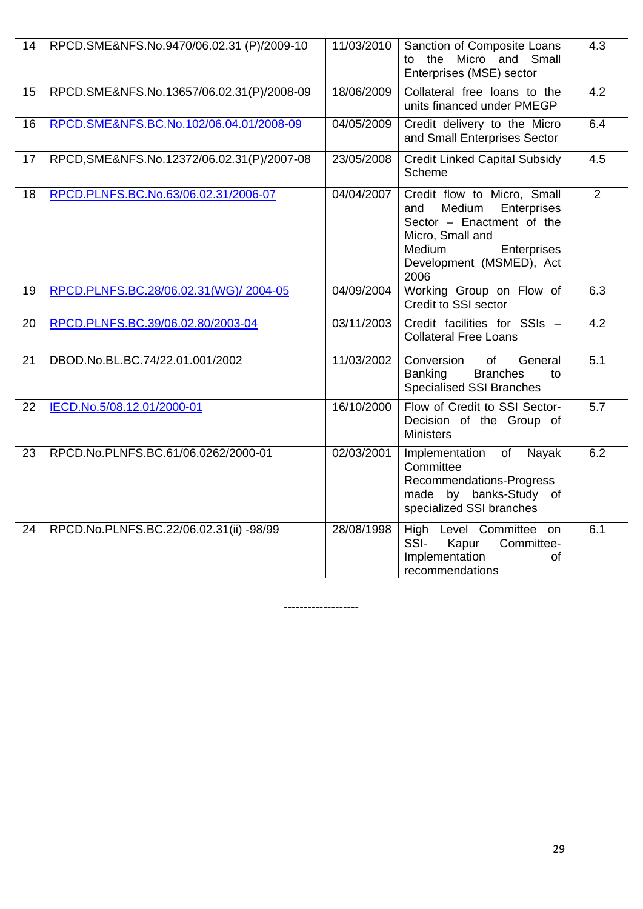| | | | | |
|---|---|---|---|---|
| 14 | RPCD.SME&NFS.No.9470/06.02.31 (P)/2009-10 | 11/03/2010 | Sanction of Composite Loans to the Micro and Small Enterprises (MSE) sector | 4.3 |
| 15 | RPCD.SME&NFS.No.13657/06.02.31(P)/2008-09 | 18/06/2009 | Collateral free loans to the units financed under PMEGP | 4.2 |
| 16 | RPCD.SME&NFS.BC.No.102/06.04.01/2008-09 | 04/05/2009 | Credit delivery to the Micro and Small Enterprises Sector | 6.4 |
| 17 | RPCD,SME&NFS.No.12372/06.02.31(P)/2007-08 | 23/05/2008 | Credit Linked Capital Subsidy Scheme | 4.5 |
| 18 | RPCD.PLNFS.BC.No.63/06.02.31/2006-07 | 04/04/2007 | Credit flow to Micro, Small and Medium Enterprises Sector – Enactment of the Micro, Small and Medium Enterprises Development (MSMED), Act 2006 | 2 |
| 19 | RPCD.PLNFS.BC.28/06.02.31(WG)/ 2004-05 | 04/09/2004 | Working Group on Flow of Credit to SSI sector | 6.3 |
| 20 | RPCD.PLNFS.BC.39/06.02.80/2003-04 | 03/11/2003 | Credit facilities for SSIs – Collateral Free Loans | 4.2 |
| 21 | DBOD.No.BL.BC.74/22.01.001/2002 | 11/03/2002 | Conversion of General Banking Branches to Specialised SSI Branches | 5.1 |
| 22 | IECD.No.5/08.12.01/2000-01 | 16/10/2000 | Flow of Credit to SSI Sector-Decision of the Group of Ministers | 5.7 |
| 23 | RPCD.No.PLNFS.BC.61/06.0262/2000-01 | 02/03/2001 | Implementation of Nayak Committee Recommendations-Progress made by banks-Study of specialized SSI branches | 6.2 |
| 24 | RPCD.No.PLNFS.BC.22/06.02.31(ii) -98/99 | 28/08/1998 | High Level Committee on SSI- Kapur Committee-Implementation of recommendations | 6.1 |

-------------------